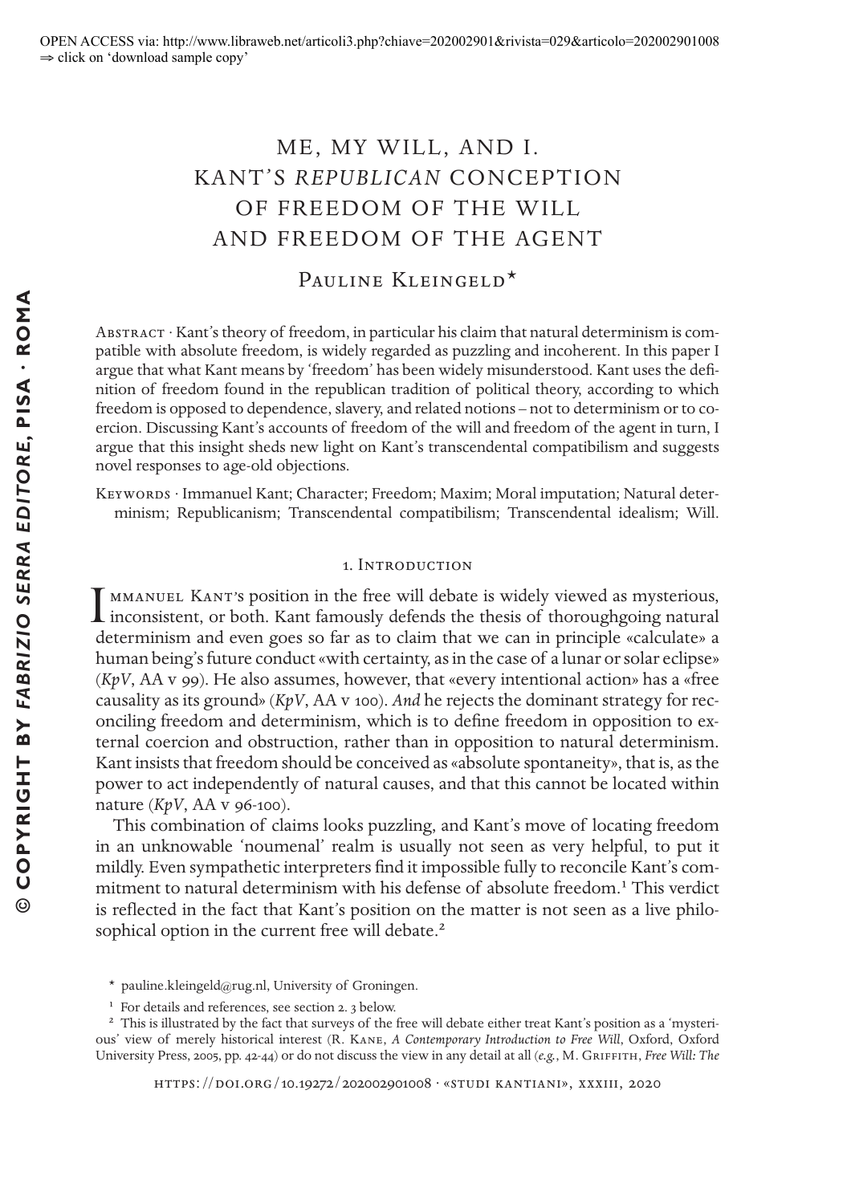OPEN ACCESS via: http://www.libraweb.net/articoli3.php?chiave=202002901&rivista=029&articolo=202002901008
⇒ click on 'download sample copy'

# ME, MY WILL, AND I. KANT'S *REPUBLICAN* CONCEPTION OF FREEDOM OF THE WILL AND FREEDOM OF THE AGENT

Pauline Kleingeld*

Abstract · Kant's theory of freedom, in particular his claim that natural determinism is compatible with absolute freedom, is widely regarded as puzzling and incoherent. In this paper I argue that what Kant means by 'freedom' has been widely misunderstood. Kant uses the definition of freedom found in the republican tradition of political theory, according to which freedom is opposed to dependence, slavery, and related notions – not to determinism or to coercion. Discussing Kant's accounts of freedom of the will and freedom of the agent in turn, I argue that this insight sheds new light on Kant's transcendental compatibilism and suggests novel responses to age-old objections.

Keywords · Immanuel Kant; Character; Freedom; Maxim; Moral imputation; Natural determinism; Republicanism; Transcendental compatibilism; Transcendental idealism; Will.

## 1. Introduction

Immanuel Kant's position in the free will debate is widely viewed as mysterious, inconsistent, or both. Kant famously defends the thesis of thoroughgoing natural determinism and even goes so far as to claim that we can in principle «calculate» a human being's future conduct «with certainty, as in the case of a lunar or solar eclipse» (*KpV*, AA v 99). He also assumes, however, that «every intentional action» has a «free causality as its ground» (*KpV*, AA v 100). *And* he rejects the dominant strategy for reconciling freedom and determinism, which is to define freedom in opposition to external coercion and obstruction, rather than in opposition to natural determinism. Kant insists that freedom should be conceived as «absolute spontaneity», that is, as the power to act independently of natural causes, and that this cannot be located within nature (*KpV*, AA v 96-100).

This combination of claims looks puzzling, and Kant's move of locating freedom in an unknowable 'noumenal' realm is usually not seen as very helpful, to put it mildly. Even sympathetic interpreters find it impossible fully to reconcile Kant's commitment to natural determinism with his defense of absolute freedom.[1] This verdict is reflected in the fact that Kant's position on the matter is not seen as a live philosophical option in the current free will debate.[2]

* pauline.kleingeld@rug.nl, University of Groningen.

[1] For details and references, see section 2. 3 below.

[2] This is illustrated by the fact that surveys of the free will debate either treat Kant's position as a 'mysterious' view of merely historical interest (R. Kane, *A Contemporary Introduction to Free Will*, Oxford, Oxford University Press, 2005, pp. 42-44) or do not discuss the view in any detail at all (*e.g.*, M. Griffith, *Free Will: The*

https://doi.org/10.19272/202002901008 · «studi kantiani», xxxiii, 2020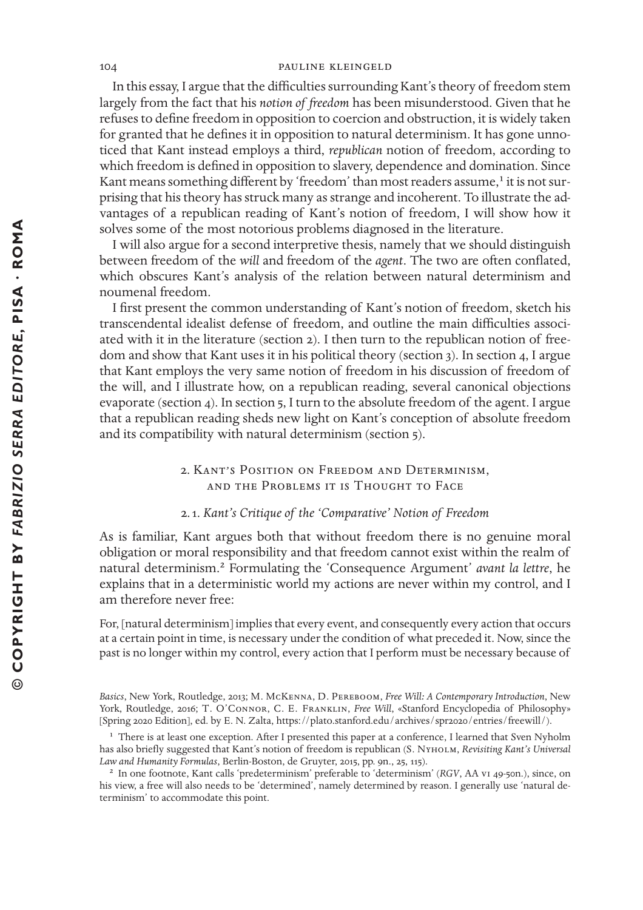In this essay, I argue that the difficulties surrounding Kant's theory of freedom stem largely from the fact that his *notion of freedom* has been misunderstood. Given that he refuses to define freedom in opposition to coercion and obstruction, it is widely taken for granted that he defines it in opposition to natural determinism. It has gone unnoticed that Kant instead employs a third, *republican* notion of freedom, according to which freedom is defined in opposition to slavery, dependence and domination. Since Kant means something different by 'freedom' than most readers assume,[1] it is not surprising that his theory has struck many as strange and incoherent. To illustrate the advantages of a republican reading of Kant's notion of freedom, I will show how it solves some of the most notorious problems diagnosed in the literature.

I will also argue for a second interpretive thesis, namely that we should distinguish between freedom of the *will* and freedom of the *agent*. The two are often conflated, which obscures Kant's analysis of the relation between natural determinism and noumenal freedom.

I first present the common understanding of Kant's notion of freedom, sketch his transcendental idealist defense of freedom, and outline the main difficulties associated with it in the literature (section 2). I then turn to the republican notion of freedom and show that Kant uses it in his political theory (section 3). In section 4, I argue that Kant employs the very same notion of freedom in his discussion of freedom of the will, and I illustrate how, on a republican reading, several canonical objections evaporate (section 4). In section 5, I turn to the absolute freedom of the agent. I argue that a republican reading sheds new light on Kant's conception of absolute freedom and its compatibility with natural determinism (section 5).

## 2. Kant's Position on Freedom and Determinism, and the Problems it is Thought to Face

### 2.1. *Kant's Critique of the 'Comparative' Notion of Freedom*

As is familiar, Kant argues both that without freedom there is no genuine moral obligation or moral responsibility and that freedom cannot exist within the realm of natural determinism.[2] Formulating the 'Consequence Argument' *avant la lettre*, he explains that in a deterministic world my actions are never within my control, and I am therefore never free:

> For, [natural determinism] implies that every event, and consequently every action that occurs at a certain point in time, is necessary under the condition of what preceded it. Now, since the past is no longer within my control, every action that I perform must be necessary because of

*Basics*, New York, Routledge, 2013; M. McKenna, D. Pereboom, *Free Will: A Contemporary Introduction*, New York, Routledge, 2016; T. O'Connor, C. E. Franklin, *Free Will*, «Stanford Encyclopedia of Philosophy» [Spring 2020 Edition], ed. by E. N. Zalta, https://plato.stanford.edu/archives/spr2020/entries/freewill/).

[1] There is at least one exception. After I presented this paper at a conference, I learned that Sven Nyholm has also briefly suggested that Kant's notion of freedom is republican (S. Nyholm, *Revisiting Kant's Universal Law and Humanity Formulas*, Berlin-Boston, de Gruyter, 2015, pp. 9n., 25, 115).

[2] In one footnote, Kant calls 'predeterminism' preferable to 'determinism' (*RGV*, AA vi 49-50n.), since, on his view, a free will also needs to be 'determined', namely determined by reason. I generally use 'natural determinism' to accommodate this point.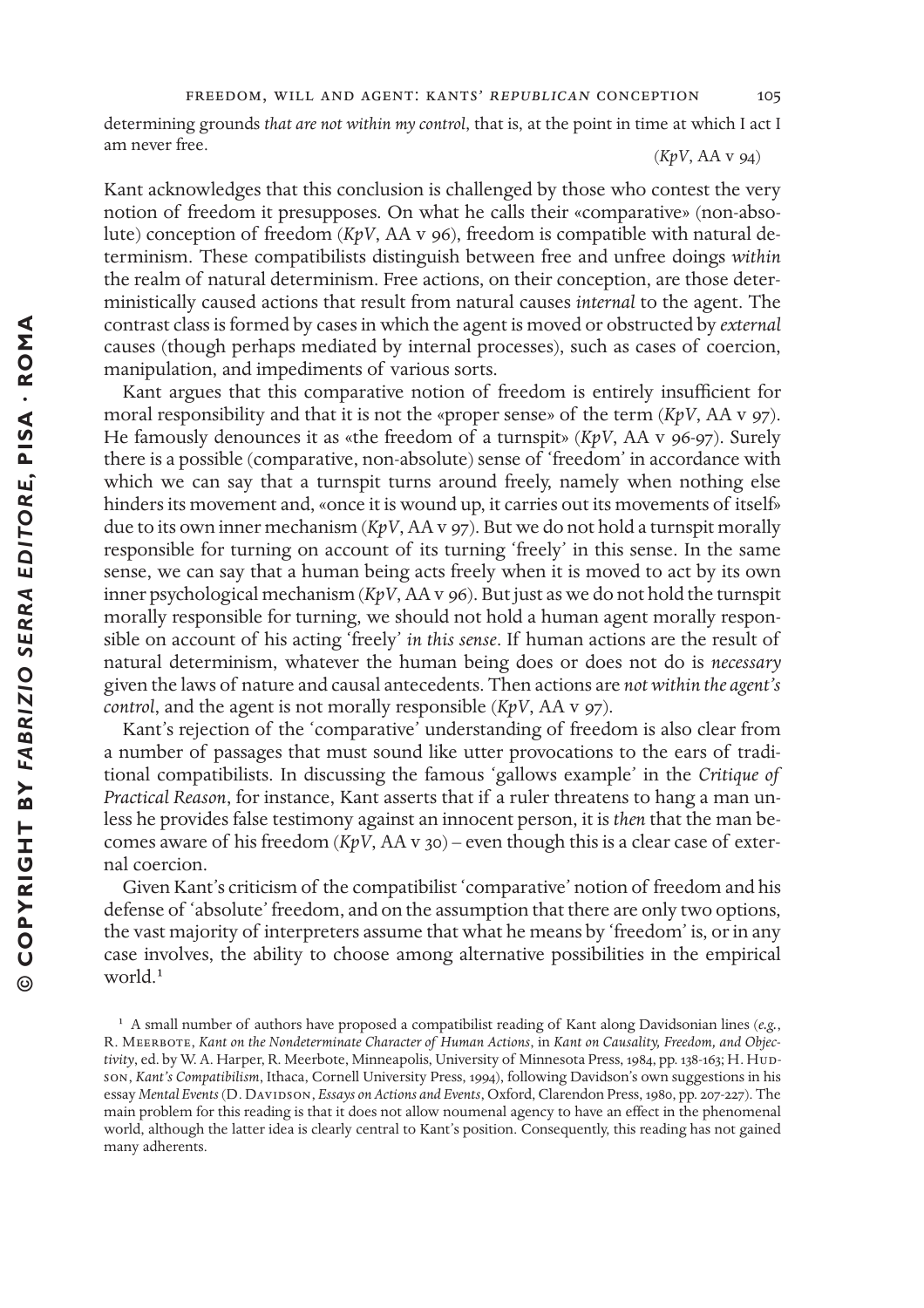determining grounds *that are not within my control*, that is, at the point in time at which I act I am never free.

(*KpV*, AA v 94)

Kant acknowledges that this conclusion is challenged by those who contest the very notion of freedom it presupposes. On what he calls their «comparative» (non-absolute) conception of freedom (*KpV*, AA v 96), freedom is compatible with natural determinism. These compatibilists distinguish between free and unfree doings *within* the realm of natural determinism. Free actions, on their conception, are those deterministically caused actions that result from natural causes *internal* to the agent. The contrast class is formed by cases in which the agent is moved or obstructed by *external* causes (though perhaps mediated by internal processes), such as cases of coercion, manipulation, and impediments of various sorts.

Kant argues that this comparative notion of freedom is entirely insufficient for moral responsibility and that it is not the «proper sense» of the term (*KpV*, AA v 97). He famously denounces it as «the freedom of a turnspit» (*KpV*, AA v 96-97). Surely there is a possible (comparative, non-absolute) sense of 'freedom' in accordance with which we can say that a turnspit turns around freely, namely when nothing else hinders its movement and, «once it is wound up, it carries out its movements of itself» due to its own inner mechanism (*KpV*, AA v 97). But we do not hold a turnspit morally responsible for turning on account of its turning 'freely' in this sense. In the same sense, we can say that a human being acts freely when it is moved to act by its own inner psychological mechanism (*KpV*, AA v 96). But just as we do not hold the turnspit morally responsible for turning, we should not hold a human agent morally responsible on account of his acting 'freely' *in this sense*. If human actions are the result of natural determinism, whatever the human being does or does not do is *necessary* given the laws of nature and causal antecedents. Then actions are *not within the agent's control*, and the agent is not morally responsible (*KpV*, AA v 97).

Kant's rejection of the 'comparative' understanding of freedom is also clear from a number of passages that must sound like utter provocations to the ears of traditional compatibilists. In discussing the famous 'gallows example' in the *Critique of Practical Reason*, for instance, Kant asserts that if a ruler threatens to hang a man unless he provides false testimony against an innocent person, it is *then* that the man becomes aware of his freedom (*KpV*, AA v 30) – even though this is a clear case of external coercion.

Given Kant's criticism of the compatibilist 'comparative' notion of freedom and his defense of 'absolute' freedom, and on the assumption that there are only two options, the vast majority of interpreters assume that what he means by 'freedom' is, or in any case involves, the ability to choose among alternative possibilities in the empirical world.[1]

[1] A small number of authors have proposed a compatibilist reading of Kant along Davidsonian lines (*e.g.*, R. Meerbote, *Kant on the Nondeterminate Character of Human Actions*, in *Kant on Causality, Freedom, and Objectivity*, ed. by W. A. Harper, R. Meerbote, Minneapolis, University of Minnesota Press, 1984, pp. 138-163; H. Hudson, *Kant's Compatibilism*, Ithaca, Cornell University Press, 1994), following Davidson's own suggestions in his essay *Mental Events* (D. Davidson, *Essays on Actions and Events*, Oxford, Clarendon Press, 1980, pp. 207-227). The main problem for this reading is that it does not allow noumenal agency to have an effect in the phenomenal world, although the latter idea is clearly central to Kant's position. Consequently, this reading has not gained many adherents.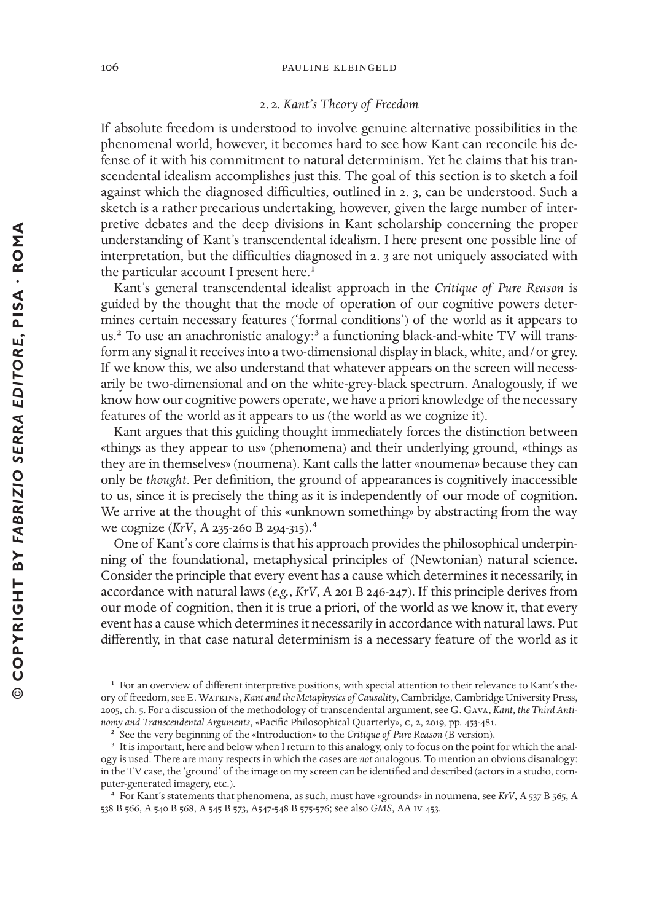### 2.2. *Kant's Theory of Freedom*

If absolute freedom is understood to involve genuine alternative possibilities in the phenomenal world, however, it becomes hard to see how Kant can reconcile his defense of it with his commitment to natural determinism. Yet he claims that his transcendental idealism accomplishes just this. The goal of this section is to sketch a foil against which the diagnosed difficulties, outlined in 2.3, can be understood. Such a sketch is a rather precarious undertaking, however, given the large number of interpretive debates and the deep divisions in Kant scholarship concerning the proper understanding of Kant's transcendental idealism. I here present one possible line of interpretation, but the difficulties diagnosed in 2.3 are not uniquely associated with the particular account I present here.[1]

Kant's general transcendental idealist approach in the *Critique of Pure Reason* is guided by the thought that the mode of operation of our cognitive powers determines certain necessary features ('formal conditions') of the world as it appears to us.[2] To use an anachronistic analogy:[3] a functioning black-and-white TV will transform any signal it receives into a two-dimensional display in black, white, and/or grey. If we know this, we also understand that whatever appears on the screen will necessarily be two-dimensional and on the white-grey-black spectrum. Analogously, if we know how our cognitive powers operate, we have a priori knowledge of the necessary features of the world as it appears to us (the world as we cognize it).

Kant argues that this guiding thought immediately forces the distinction between «things as they appear to us» (phenomena) and their underlying ground, «things as they are in themselves» (noumena). Kant calls the latter «noumena» because they can only be *thought*. Per definition, the ground of appearances is cognitively inaccessible to us, since it is precisely the thing as it is independently of our mode of cognition. We arrive at the thought of this «unknown something» by abstracting from the way we cognize (*KrV*, A 235-260 B 294-315).[4]

One of Kant's core claims is that his approach provides the philosophical underpinning of the foundational, metaphysical principles of (Newtonian) natural science. Consider the principle that every event has a cause which determines it necessarily, in accordance with natural laws (*e.g.*, *KrV*, A 201 B 246-247). If this principle derives from our mode of cognition, then it is true a priori, of the world as we know it, that every event has a cause which determines it necessarily in accordance with natural laws. Put differently, in that case natural determinism is a necessary feature of the world as it

---

[1] For an overview of different interpretive positions, with special attention to their relevance to Kant's theory of freedom, see E. Watkins, *Kant and the Metaphysics of Causality*, Cambridge, Cambridge University Press, 2005, ch. 5. For a discussion of the methodology of transcendental argument, see G. Gava, *Kant, the Third Antinomy and Transcendental Arguments*, «Pacific Philosophical Quarterly», c, 2, 2019, pp. 453-481.

[2] See the very beginning of the «Introduction» to the *Critique of Pure Reason* (B version).

[3] It is important, here and below when I return to this analogy, only to focus on the point for which the analogy is used. There are many respects in which the cases are *not* analogous. To mention an obvious disanalogy: in the TV case, the 'ground' of the image on my screen can be identified and described (actors in a studio, computer-generated imagery, etc.).

[4] For Kant's statements that phenomena, as such, must have «grounds» in noumena, see *KrV*, A 537 B 565, A 538 B 566, A 540 B 568, A 545 B 573, A547-548 B 575-576; see also *GMS*, AA iv 453.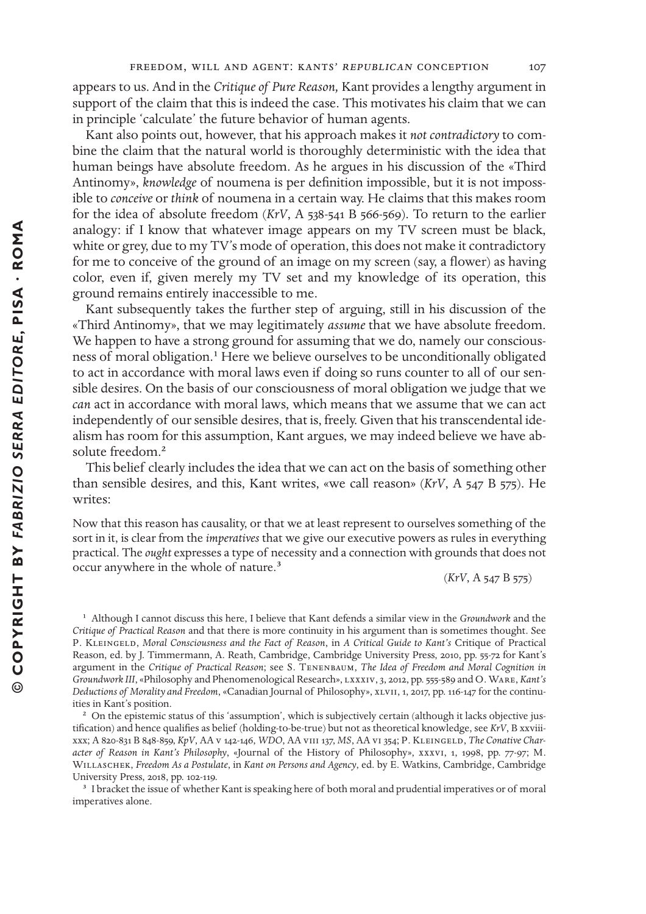appears to us. And in the *Critique of Pure Reason,* Kant provides a lengthy argument in support of the claim that this is indeed the case. This motivates his claim that we can in principle 'calculate' the future behavior of human agents.

Kant also points out, however, that his approach makes it *not contradictory* to combine the claim that the natural world is thoroughly deterministic with the idea that human beings have absolute freedom. As he argues in his discussion of the «Third Antinomy», *knowledge* of noumena is per definition impossible, but it is not impossible to *conceive* or *think* of noumena in a certain way. He claims that this makes room for the idea of absolute freedom (*KrV*, A 538-541 B 566-569). To return to the earlier analogy: if I know that whatever image appears on my TV screen must be black, white or grey, due to my TV's mode of operation, this does not make it contradictory for me to conceive of the ground of an image on my screen (say, a flower) as having color, even if, given merely my TV set and my knowledge of its operation, this ground remains entirely inaccessible to me.

Kant subsequently takes the further step of arguing, still in his discussion of the «Third Antinomy», that we may legitimately *assume* that we have absolute freedom. We happen to have a strong ground for assuming that we do, namely our consciousness of moral obligation.[1] Here we believe ourselves to be unconditionally obligated to act in accordance with moral laws even if doing so runs counter to all of our sensible desires. On the basis of our consciousness of moral obligation we judge that we *can* act in accordance with moral laws, which means that we assume that we can act independently of our sensible desires, that is, freely. Given that his transcendental idealism has room for this assumption, Kant argues, we may indeed believe we have absolute freedom.[2]

This belief clearly includes the idea that we can act on the basis of something other than sensible desires, and this, Kant writes, «we call reason» (*KrV*, A 547 B 575). He writes:

> Now that this reason has causality, or that we at least represent to ourselves something of the sort in it, is clear from the *imperatives* that we give our executive powers as rules in everything practical. The *ought* expresses a type of necessity and a connection with grounds that does not occur anywhere in the whole of nature.[3]
>
> (*KrV*, A 547 B 575)

[1] Although I cannot discuss this here, I believe that Kant defends a similar view in the *Groundwork* and the *Critique of Practical Reason* and that there is more continuity in his argument than is sometimes thought. See P. Kleingeld, *Moral Consciousness and the Fact of Reason*, in *A Critical Guide to Kant's* Critique of Practical Reason, ed. by J. Timmermann, A. Reath, Cambridge, Cambridge University Press, 2010, pp. 55-72 for Kant's argument in the *Critique of Practical Reason*; see S. Tenenbaum, *The Idea of Freedom and Moral Cognition in Groundwork III*, «Philosophy and Phenomenological Research», lxxxiv, 3, 2012, pp. 555-589 and O. Ware, *Kant's Deductions of Morality and Freedom*, «Canadian Journal of Philosophy», xlvii, 1, 2017, pp. 116-147 for the continuities in Kant's position.

[2] On the epistemic status of this 'assumption', which is subjectively certain (although it lacks objective justification) and hence qualifies as belief (holding-to-be-true) but not as theoretical knowledge, see *KrV*, B xxviii-xxx; A 820-831 B 848-859, *KpV*, AA v 142-146, *WDO*, AA viii 137, *MS*, AA vi 354; P. Kleingeld, *The Conative Character of Reason in Kant's Philosophy*, «Journal of the History of Philosophy», xxxvi, 1, 1998, pp. 77-97; M. Willaschek, *Freedom As a Postulate*, in *Kant on Persons and Agency*, ed. by E. Watkins, Cambridge, Cambridge University Press, 2018, pp. 102-119.

[3] I bracket the issue of whether Kant is speaking here of both moral and prudential imperatives or of moral imperatives alone.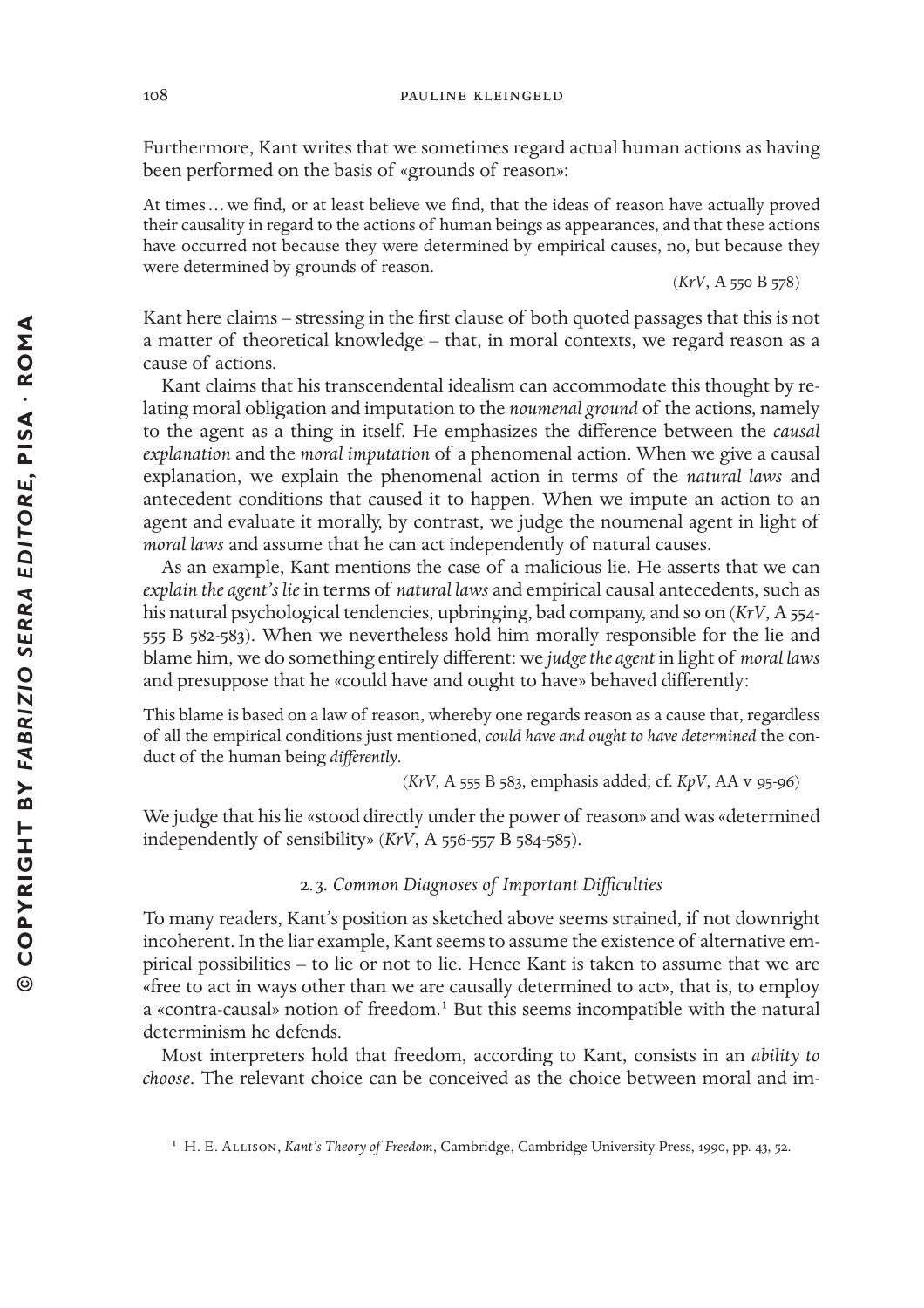Furthermore, Kant writes that we sometimes regard actual human actions as having been performed on the basis of «grounds of reason»:

> At times … we find, or at least believe we find, that the ideas of reason have actually proved their causality in regard to the actions of human beings as appearances, and that these actions have occurred not because they were determined by empirical causes, no, but because they were determined by grounds of reason.
>
> (*KrV*, A 550 B 578)

Kant here claims – stressing in the first clause of both quoted passages that this is not a matter of theoretical knowledge – that, in moral contexts, we regard reason as a cause of actions.

Kant claims that his transcendental idealism can accommodate this thought by relating moral obligation and imputation to the *noumenal ground* of the actions, namely to the agent as a thing in itself. He emphasizes the difference between the *causal explanation* and the *moral imputation* of a phenomenal action. When we give a causal explanation, we explain the phenomenal action in terms of the *natural laws* and antecedent conditions that caused it to happen. When we impute an action to an agent and evaluate it morally, by contrast, we judge the noumenal agent in light of *moral laws* and assume that he can act independently of natural causes.

As an example, Kant mentions the case of a malicious lie. He asserts that we can *explain the agent's lie* in terms of *natural laws* and empirical causal antecedents, such as his natural psychological tendencies, upbringing, bad company, and so on (*KrV*, A 554-555 B 582-583). When we nevertheless hold him morally responsible for the lie and blame him, we do something entirely different: we *judge the agent* in light of *moral laws* and presuppose that he «could have and ought to have» behaved differently:

> This blame is based on a law of reason, whereby one regards reason as a cause that, regardless of all the empirical conditions just mentioned, *could have and ought to have determined* the conduct of the human being *differently*.
>
> (*KrV*, A 555 B 583, emphasis added; cf. *KpV*, AA v 95-96)

We judge that his lie «stood directly under the power of reason» and was «determined independently of sensibility» (*KrV*, A 556-557 B 584-585).

### 2.3. *Common Diagnoses of Important Difficulties*

To many readers, Kant's position as sketched above seems strained, if not downright incoherent. In the liar example, Kant seems to assume the existence of alternative empirical possibilities – to lie or not to lie. Hence Kant is taken to assume that we are «free to act in ways other than we are causally determined to act», that is, to employ a «contra-causal» notion of freedom.[1] But this seems incompatible with the natural determinism he defends.

Most interpreters hold that freedom, according to Kant, consists in an *ability to choose*. The relevant choice can be conceived as the choice between moral and im-

[1] H. E. Allison, *Kant's Theory of Freedom*, Cambridge, Cambridge University Press, 1990, pp. 43, 52.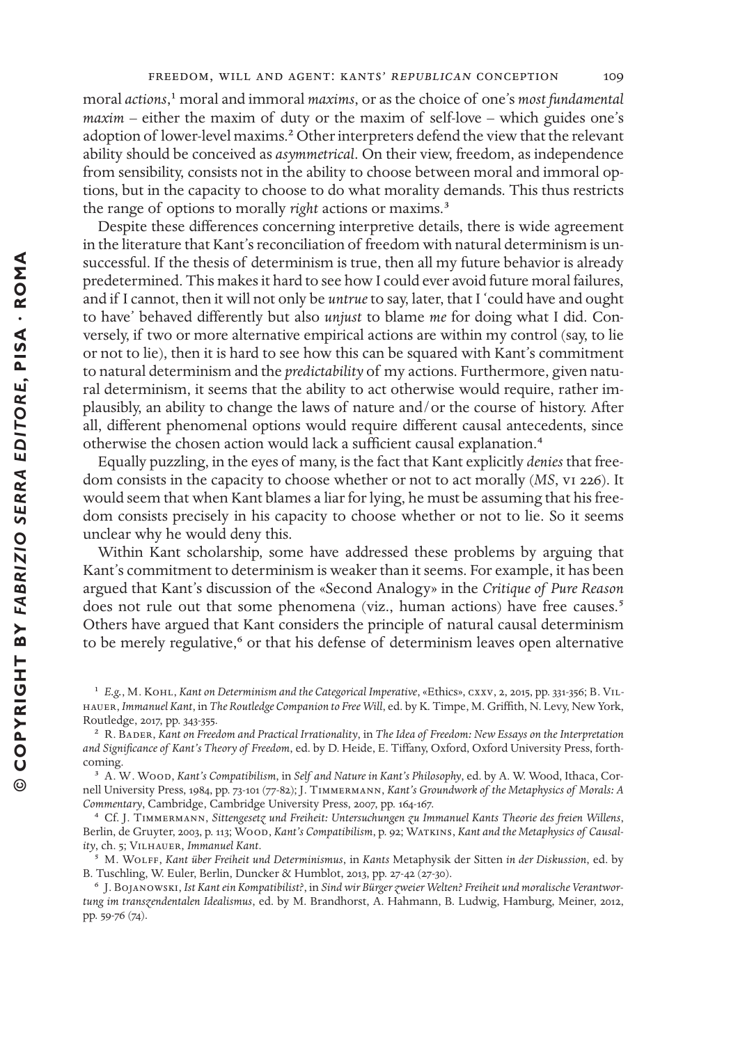moral *actions*,[1] moral and immoral *maxims*, or as the choice of one's *most fundamental maxim* – either the maxim of duty or the maxim of self-love – which guides one's adoption of lower-level maxims.[2] Other interpreters defend the view that the relevant ability should be conceived as *asymmetrical*. On their view, freedom, as independence from sensibility, consists not in the ability to choose between moral and immoral options, but in the capacity to choose to do what morality demands. This thus restricts the range of options to morally *right* actions or maxims.[3]

Despite these differences concerning interpretive details, there is wide agreement in the literature that Kant's reconciliation of freedom with natural determinism is unsuccessful. If the thesis of determinism is true, then all my future behavior is already predetermined. This makes it hard to see how I could ever avoid future moral failures, and if I cannot, then it will not only be *untrue* to say, later, that I 'could have and ought to have' behaved differently but also *unjust* to blame *me* for doing what I did. Conversely, if two or more alternative empirical actions are within my control (say, to lie or not to lie), then it is hard to see how this can be squared with Kant's commitment to natural determinism and the *predictability* of my actions. Furthermore, given natural determinism, it seems that the ability to act otherwise would require, rather implausibly, an ability to change the laws of nature and/or the course of history. After all, different phenomenal options would require different causal antecedents, since otherwise the chosen action would lack a sufficient causal explanation.[4]

Equally puzzling, in the eyes of many, is the fact that Kant explicitly *denies* that freedom consists in the capacity to choose whether or not to act morally (*MS*, vi 226). It would seem that when Kant blames a liar for lying, he must be assuming that his freedom consists precisely in his capacity to choose whether or not to lie. So it seems unclear why he would deny this.

Within Kant scholarship, some have addressed these problems by arguing that Kant's commitment to determinism is weaker than it seems. For example, it has been argued that Kant's discussion of the «Second Analogy» in the *Critique of Pure Reason* does not rule out that some phenomena (viz., human actions) have free causes.[5] Others have argued that Kant considers the principle of natural causal determinism to be merely regulative,[6] or that his defense of determinism leaves open alternative

---

[1] *E.g.*, M. Kohl, *Kant on Determinism and the Categorical Imperative*, «Ethics», cxxv, 2, 2015, pp. 331-356; B. Vilhauer, *Immanuel Kant*, in *The Routledge Companion to Free Will*, ed. by K. Timpe, M. Griffith, N. Levy, New York, Routledge, 2017, pp. 343-355.

[2] R. Bader, *Kant on Freedom and Practical Irrationality*, in *The Idea of Freedom: New Essays on the Interpretation and Significance of Kant's Theory of Freedom*, ed. by D. Heide, E. Tiffany, Oxford, Oxford University Press, forthcoming.

[3] A. W. Wood, *Kant's Compatibilism*, in *Self and Nature in Kant's Philosophy*, ed. by A. W. Wood, Ithaca, Cornell University Press, 1984, pp. 73-101 (77-82); J. Timmermann, *Kant's Groundwork of the Metaphysics of Morals: A Commentary*, Cambridge, Cambridge University Press, 2007, pp. 164-167.

[4] Cf. J. Timmermann, *Sittengesetz und Freiheit: Untersuchungen zu Immanuel Kants Theorie des freien Willens*, Berlin, de Gruyter, 2003, p. 113; Wood, *Kant's Compatibilism*, p. 92; Watkins, *Kant and the Metaphysics of Causality*, ch. 5; Vilhauer, *Immanuel Kant*.

[5] M. Wolff, *Kant über Freiheit und Determinismus*, in *Kants* Metaphysik der Sitten *in der Diskussion*, ed. by B. Tuschling, W. Euler, Berlin, Duncker & Humblot, 2013, pp. 27-42 (27-30).

[6] J. Bojanowski, *Ist Kant ein Kompatibilist?*, in *Sind wir Bürger zweier Welten? Freiheit und moralische Verantwortung im transzendentalen Idealismus*, ed. by M. Brandhorst, A. Hahmann, B. Ludwig, Hamburg, Meiner, 2012, pp. 59-76 (74).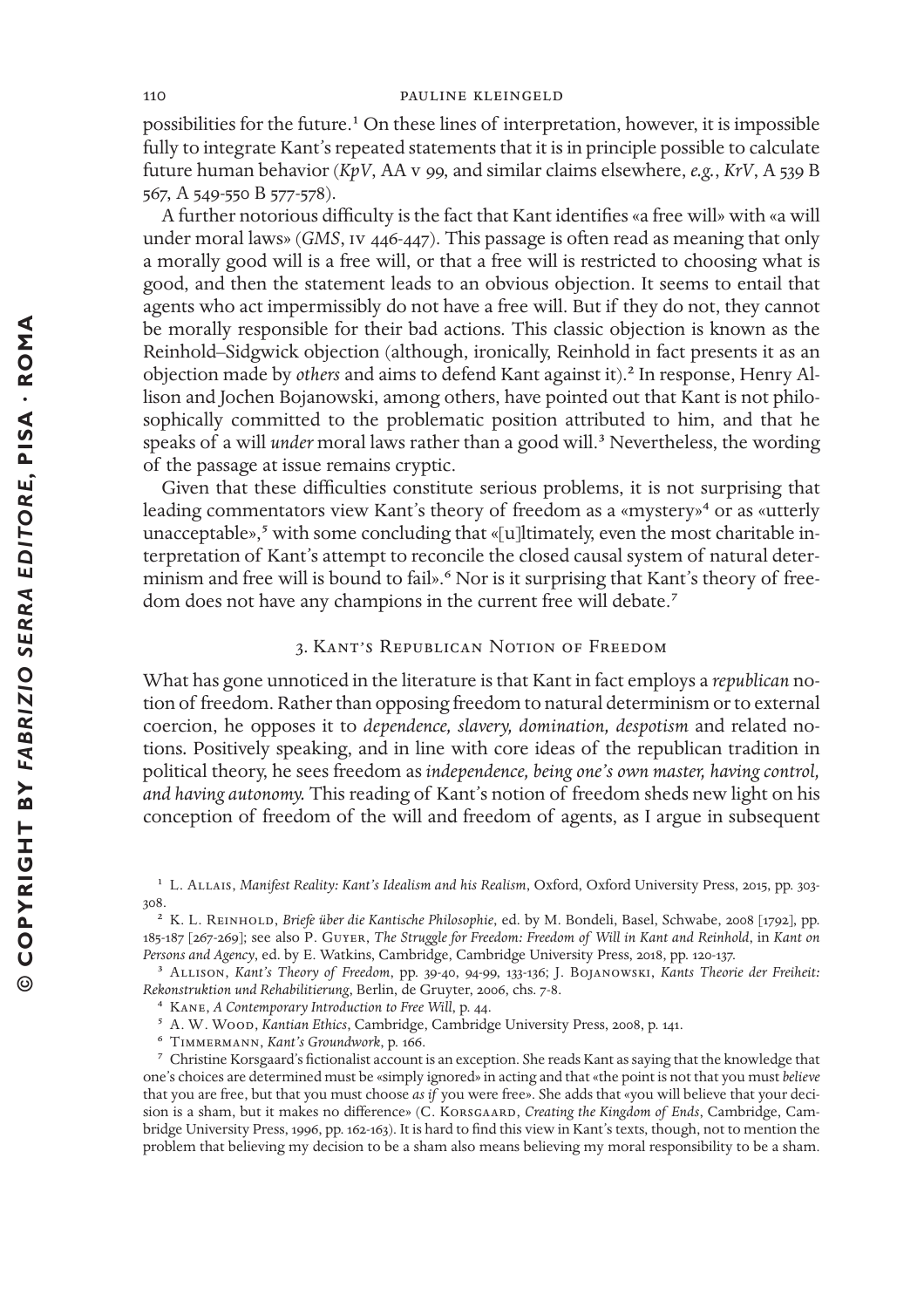possibilities for the future.[1] On these lines of interpretation, however, it is impossible fully to integrate Kant's repeated statements that it is in principle possible to calculate future human behavior (*KpV*, AA v 99, and similar claims elsewhere, *e.g.*, *KrV*, A 539 B 567, A 549-550 B 577-578).

A further notorious difficulty is the fact that Kant identifies «a free will» with «a will under moral laws» (*GMS*, iv 446-447). This passage is often read as meaning that only a morally good will is a free will, or that a free will is restricted to choosing what is good, and then the statement leads to an obvious objection. It seems to entail that agents who act impermissibly do not have a free will. But if they do not, they cannot be morally responsible for their bad actions. This classic objection is known as the Reinhold–Sidgwick objection (although, ironically, Reinhold in fact presents it as an objection made by *others* and aims to defend Kant against it).[2] In response, Henry Allison and Jochen Bojanowski, among others, have pointed out that Kant is not philosophically committed to the problematic position attributed to him, and that he speaks of a will *under* moral laws rather than a good will.[3] Nevertheless, the wording of the passage at issue remains cryptic.

Given that these difficulties constitute serious problems, it is not surprising that leading commentators view Kant's theory of freedom as a «mystery»[4] or as «utterly unacceptable»,[5] with some concluding that «[u]ltimately, even the most charitable interpretation of Kant's attempt to reconcile the closed causal system of natural determinism and free will is bound to fail».[6] Nor is it surprising that Kant's theory of freedom does not have any champions in the current free will debate.[7]

## 3. Kant's Republican Notion of Freedom

What has gone unnoticed in the literature is that Kant in fact employs a *republican* notion of freedom. Rather than opposing freedom to natural determinism or to external coercion, he opposes it to *dependence, slavery, domination, despotism* and related notions. Positively speaking, and in line with core ideas of the republican tradition in political theory, he sees freedom as *independence, being one's own master, having control, and having autonomy.* This reading of Kant's notion of freedom sheds new light on his conception of freedom of the will and freedom of agents, as I argue in subsequent

[1] L. Allais, *Manifest Reality: Kant's Idealism and his Realism*, Oxford, Oxford University Press, 2015, pp. 303-308.

[2] K. L. Reinhold, *Briefe über die Kantische Philosophie*, ed. by M. Bondeli, Basel, Schwabe, 2008 [1792], pp. 185-187 [267-269]; see also P. Guyer, *The Struggle for Freedom: Freedom of Will in Kant and Reinhold*, in *Kant on Persons and Agency*, ed. by E. Watkins, Cambridge, Cambridge University Press, 2018, pp. 120-137.

[3] Allison, *Kant's Theory of Freedom*, pp. 39-40, 94-99, 133-136; J. Bojanowski, *Kants Theorie der Freiheit: Rekonstruktion und Rehabilitierung*, Berlin, de Gruyter, 2006, chs. 7-8.

[4] Kane, *A Contemporary Introduction to Free Will*, p. 44.

[5] A. W. Wood, *Kantian Ethics*, Cambridge, Cambridge University Press, 2008, p. 141.

[6] Timmermann, *Kant's Groundwork*, p. 166.

[7] Christine Korsgaard's fictionalist account is an exception. She reads Kant as saying that the knowledge that one's choices are determined must be «simply ignored» in acting and that «the point is not that you must *believe* that you are free, but that you must choose *as if* you were free». She adds that «you will believe that your decision is a sham, but it makes no difference» (C. Korsgaard, *Creating the Kingdom of Ends*, Cambridge, Cambridge University Press, 1996, pp. 162-163). It is hard to find this view in Kant's texts, though, not to mention the problem that believing my decision to be a sham also means believing my moral responsibility to be a sham.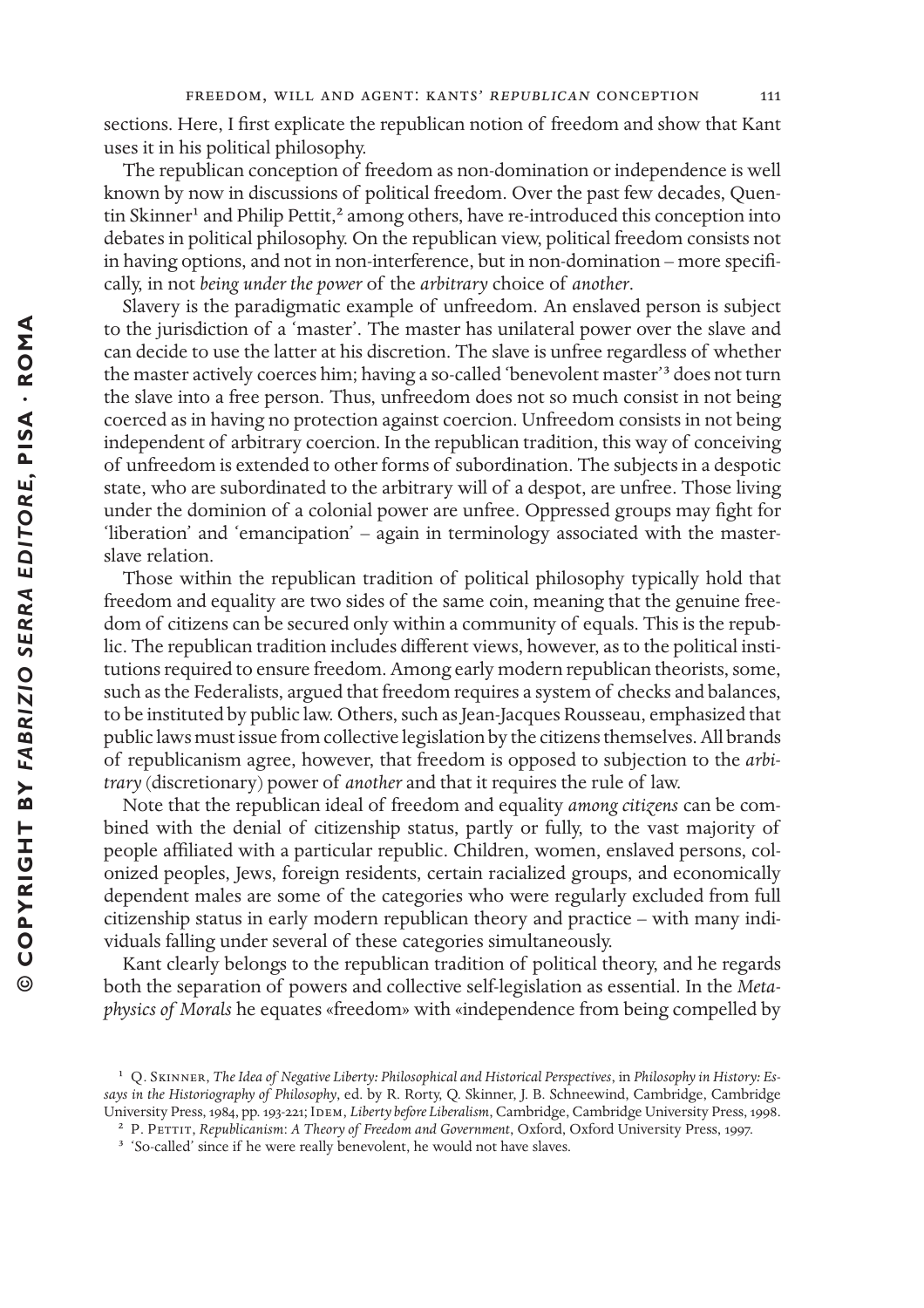sections. Here, I first explicate the republican notion of freedom and show that Kant uses it in his political philosophy.

The republican conception of freedom as non-domination or independence is well known by now in discussions of political freedom. Over the past few decades, Quentin Skinner[1] and Philip Pettit,[2] among others, have re-introduced this conception into debates in political philosophy. On the republican view, political freedom consists not in having options, and not in non-interference, but in non-domination – more specifically, in not *being under the power* of the *arbitrary* choice of *another*.

Slavery is the paradigmatic example of unfreedom. An enslaved person is subject to the jurisdiction of a 'master'. The master has unilateral power over the slave and can decide to use the latter at his discretion. The slave is unfree regardless of whether the master actively coerces him; having a so-called 'benevolent master'[3] does not turn the slave into a free person. Thus, unfreedom does not so much consist in not being coerced as in having no protection against coercion. Unfreedom consists in not being independent of arbitrary coercion. In the republican tradition, this way of conceiving of unfreedom is extended to other forms of subordination. The subjects in a despotic state, who are subordinated to the arbitrary will of a despot, are unfree. Those living under the dominion of a colonial power are unfree. Oppressed groups may fight for 'liberation' and 'emancipation' – again in terminology associated with the master-slave relation.

Those within the republican tradition of political philosophy typically hold that freedom and equality are two sides of the same coin, meaning that the genuine freedom of citizens can be secured only within a community of equals. This is the republic. The republican tradition includes different views, however, as to the political institutions required to ensure freedom. Among early modern republican theorists, some, such as the Federalists, argued that freedom requires a system of checks and balances, to be instituted by public law. Others, such as Jean-Jacques Rousseau, emphasized that public laws must issue from collective legislation by the citizens themselves. All brands of republicanism agree, however, that freedom is opposed to subjection to the *arbitrary* (discretionary) power of *another* and that it requires the rule of law.

Note that the republican ideal of freedom and equality *among citizens* can be combined with the denial of citizenship status, partly or fully, to the vast majority of people affiliated with a particular republic. Children, women, enslaved persons, colonized peoples, Jews, foreign residents, certain racialized groups, and economically dependent males are some of the categories who were regularly excluded from full citizenship status in early modern republican theory and practice – with many individuals falling under several of these categories simultaneously.

Kant clearly belongs to the republican tradition of political theory, and he regards both the separation of powers and collective self-legislation as essential. In the *Metaphysics of Morals* he equates «freedom» with «independence from being compelled by

[1] Q. Skinner, *The Idea of Negative Liberty: Philosophical and Historical Perspectives*, in *Philosophy in History: Essays in the Historiography of Philosophy*, ed. by R. Rorty, Q. Skinner, J. B. Schneewind, Cambridge, Cambridge University Press, 1984, pp. 193-221; Idem, *Liberty before Liberalism*, Cambridge, Cambridge University Press, 1998.

[2] P. Pettit, *Republicanism: A Theory of Freedom and Government*, Oxford, Oxford University Press, 1997.

[3] 'So-called' since if he were really benevolent, he would not have slaves.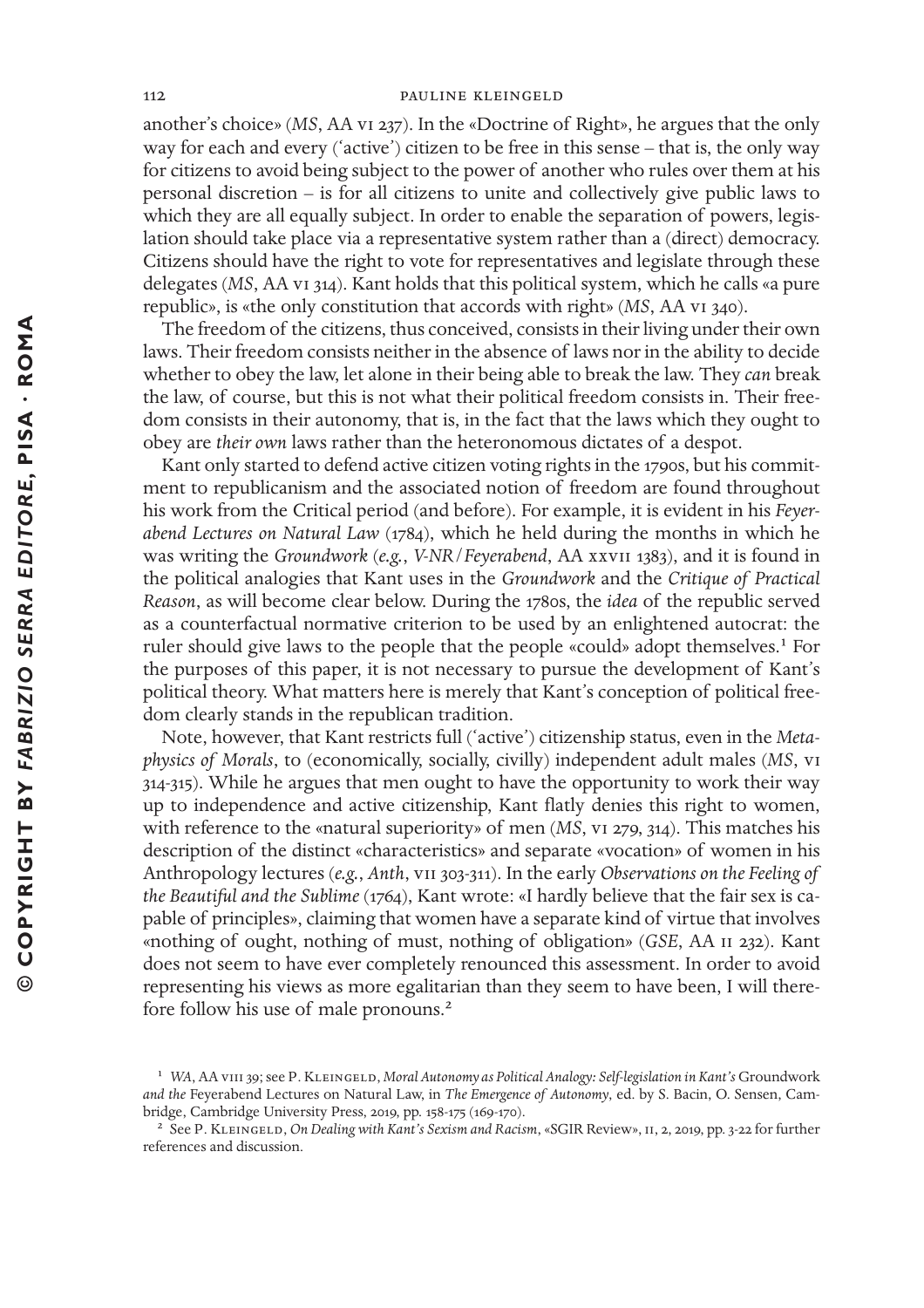another's choice» (*MS*, AA VI 237). In the «Doctrine of Right», he argues that the only way for each and every ('active') citizen to be free in this sense – that is, the only way for citizens to avoid being subject to the power of another who rules over them at his personal discretion – is for all citizens to unite and collectively give public laws to which they are all equally subject. In order to enable the separation of powers, legislation should take place via a representative system rather than a (direct) democracy. Citizens should have the right to vote for representatives and legislate through these delegates (*MS*, AA VI 314). Kant holds that this political system, which he calls «a pure republic», is «the only constitution that accords with right» (*MS*, AA VI 340).

The freedom of the citizens, thus conceived, consists in their living under their own laws. Their freedom consists neither in the absence of laws nor in the ability to decide whether to obey the law, let alone in their being able to break the law. They *can* break the law, of course, but this is not what their political freedom consists in. Their freedom consists in their autonomy, that is, in the fact that the laws which they ought to obey are *their own* laws rather than the heteronomous dictates of a despot.

Kant only started to defend active citizen voting rights in the 1790s, but his commitment to republicanism and the associated notion of freedom are found throughout his work from the Critical period (and before). For example, it is evident in his *Feyerabend Lectures on Natural Law* (1784), which he held during the months in which he was writing the *Groundwork* (*e.g.*, *V-NR/Feyerabend*, AA XXVII 1383), and it is found in the political analogies that Kant uses in the *Groundwork* and the *Critique of Practical Reason*, as will become clear below. During the 1780s, the *idea* of the republic served as a counterfactual normative criterion to be used by an enlightened autocrat: the ruler should give laws to the people that the people «could» adopt themselves.[1] For the purposes of this paper, it is not necessary to pursue the development of Kant's political theory. What matters here is merely that Kant's conception of political freedom clearly stands in the republican tradition.

Note, however, that Kant restricts full ('active') citizenship status, even in the *Metaphysics of Morals*, to (economically, socially, civilly) independent adult males (*MS*, VI 314-315). While he argues that men ought to have the opportunity to work their way up to independence and active citizenship, Kant flatly denies this right to women, with reference to the «natural superiority» of men (*MS*, VI 279, 314). This matches his description of the distinct «characteristics» and separate «vocation» of women in his Anthropology lectures (*e.g.*, *Anth*, VII 303-311). In the early *Observations on the Feeling of the Beautiful and the Sublime* (1764), Kant wrote: «I hardly believe that the fair sex is capable of principles», claiming that women have a separate kind of virtue that involves «nothing of ought, nothing of must, nothing of obligation» (*GSE*, AA II 232). Kant does not seem to have ever completely renounced this assessment. In order to avoid representing his views as more egalitarian than they seem to have been, I will therefore follow his use of male pronouns.[2]

[1] *WA*, AA VIII 39; see P. Kleingeld, *Moral Autonomy as Political Analogy: Self-legislation in Kant's* Groundwork *and the* Feyerabend Lectures on Natural Law, in *The Emergence of Autonomy*, ed. by S. Bacin, O. Sensen, Cambridge, Cambridge University Press, 2019, pp. 158-175 (169-170).

[2] See P. Kleingeld, *On Dealing with Kant's Sexism and Racism*, «SGIR Review», II, 2, 2019, pp. 3-22 for further references and discussion.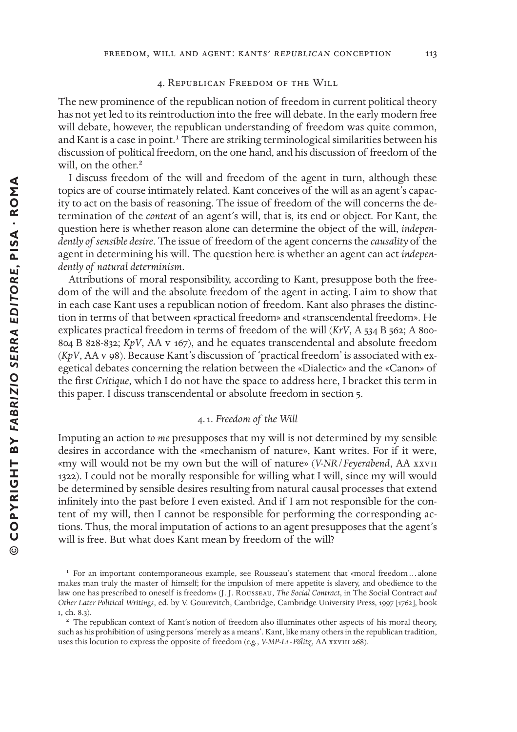## 4. Republican Freedom of the Will

The new prominence of the republican notion of freedom in current political theory has not yet led to its reintroduction into the free will debate. In the early modern free will debate, however, the republican understanding of freedom was quite common, and Kant is a case in point.[1] There are striking terminological similarities between his discussion of political freedom, on the one hand, and his discussion of freedom of the will, on the other.[2]

I discuss freedom of the will and freedom of the agent in turn, although these topics are of course intimately related. Kant conceives of the will as an agent's capacity to act on the basis of reasoning. The issue of freedom of the will concerns the determination of the *content* of an agent's will, that is, its end or object. For Kant, the question here is whether reason alone can determine the object of the will, *independently of sensible desire*. The issue of freedom of the agent concerns the *causality* of the agent in determining his will. The question here is whether an agent can act *independently of natural determinism*.

Attributions of moral responsibility, according to Kant, presuppose both the freedom of the will and the absolute freedom of the agent in acting. I aim to show that in each case Kant uses a republican notion of freedom. Kant also phrases the distinction in terms of that between «practical freedom» and «transcendental freedom». He explicates practical freedom in terms of freedom of the will (*KrV*, A 534 B 562; A 800-804 B 828-832; *KpV*, AA v 167), and he equates transcendental and absolute freedom (*KpV*, AA v 98). Because Kant's discussion of 'practical freedom' is associated with exegetical debates concerning the relation between the «Dialectic» and the «Canon» of the first *Critique*, which I do not have the space to address here, I bracket this term in this paper. I discuss transcendental or absolute freedom in section 5.

### 4. 1. *Freedom of the Will*

Imputing an action *to me* presupposes that my will is not determined by my sensible desires in accordance with the «mechanism of nature», Kant writes. For if it were, «my will would not be my own but the will of nature» (*V-NR/Feyerabend*, AA xxvii 1322). I could not be morally responsible for willing what I will, since my will would be determined by sensible desires resulting from natural causal processes that extend infinitely into the past before I even existed. And if I am not responsible for the content of my will, then I cannot be responsible for performing the corresponding actions. Thus, the moral imputation of actions to an agent presupposes that the agent's will is free. But what does Kant mean by freedom of the will?

[1] For an important contemporaneous example, see Rousseau's statement that «moral freedom... alone makes man truly the master of himself; for the impulsion of mere appetite is slavery, and obedience to the law one has prescribed to oneself is freedom» (J. J. Rousseau, *The Social Contract*, in The Social Contract *and Other Later Political Writings*, ed. by V. Gourevitch, Cambridge, Cambridge University Press, 1997 [1762], book i, ch. 8.3).

[2] The republican context of Kant's notion of freedom also illuminates other aspects of his moral theory, such as his prohibition of using persons 'merely as a means'. Kant, like many others in the republican tradition, uses this locution to express the opposite of freedom (*e.g.*, *V-MP-L1-Pölitz*, AA xxviii 268).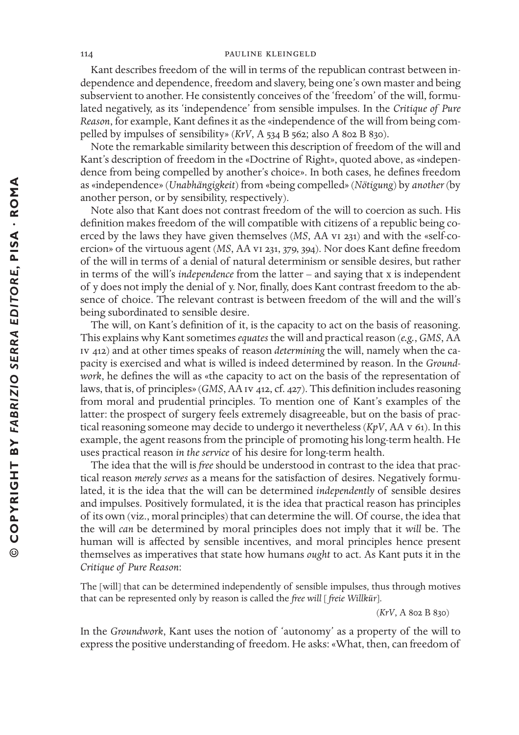Kant describes freedom of the will in terms of the republican contrast between independence and dependence, freedom and slavery, being one's own master and being subservient to another. He consistently conceives of the 'freedom' of the will, formulated negatively, as its 'independence' from sensible impulses. In the *Critique of Pure Reason*, for example, Kant defines it as the «independence of the will from being compelled by impulses of sensibility» (*KrV*, A 534 B 562; also A 802 B 830).

Note the remarkable similarity between this description of freedom of the will and Kant's description of freedom in the «Doctrine of Right», quoted above, as «independence from being compelled by another's choice». In both cases, he defines freedom as «independence» (*Unabhängigkeit*) from «being compelled» (*Nötigung*) by *another* (by another person, or by sensibility, respectively).

Note also that Kant does not contrast freedom of the will to coercion as such. His definition makes freedom of the will compatible with citizens of a republic being coerced by the laws they have given themselves (*MS*, AA VI 231) and with the «self-coercion» of the virtuous agent (*MS*, AA VI 231, 379, 394). Nor does Kant define freedom of the will in terms of a denial of natural determinism or sensible desires, but rather in terms of the will's *independence* from the latter – and saying that x is independent of y does not imply the denial of y. Nor, finally, does Kant contrast freedom to the absence of choice. The relevant contrast is between freedom of the will and the will's being subordinated to sensible desire.

The will, on Kant's definition of it, is the capacity to act on the basis of reasoning. This explains why Kant sometimes *equates* the will and practical reason (*e.g.*, *GMS*, AA IV 412) and at other times speaks of reason *determining* the will, namely when the capacity is exercised and what is willed is indeed determined by reason. In the *Groundwork*, he defines the will as «the capacity to act on the basis of the representation of laws, that is, of principles» (*GMS*, AA IV 412, cf. 427). This definition includes reasoning from moral and prudential principles. To mention one of Kant's examples of the latter: the prospect of surgery feels extremely disagreeable, but on the basis of practical reasoning someone may decide to undergo it nevertheless (*KpV*, AA V 61). In this example, the agent reasons from the principle of promoting his long-term health. He uses practical reason *in the service* of his desire for long-term health.

The idea that the will is *free* should be understood in contrast to the idea that practical reason *merely serves* as a means for the satisfaction of desires. Negatively formulated, it is the idea that the will can be determined *independently* of sensible desires and impulses. Positively formulated, it is the idea that practical reason has principles of its own (viz., moral principles) that can determine the will. Of course, the idea that the will *can* be determined by moral principles does not imply that it *will* be. The human will is affected by sensible incentives, and moral principles hence present themselves as imperatives that state how humans *ought* to act. As Kant puts it in the *Critique of Pure Reason*:

> The [will] that can be determined independently of sensible impulses, thus through motives that can be represented only by reason is called the *free will* [*freie Willkür*].
>
> (*KrV*, A 802 B 830)

In the *Groundwork*, Kant uses the notion of 'autonomy' as a property of the will to express the positive understanding of freedom. He asks: «What, then, can freedom of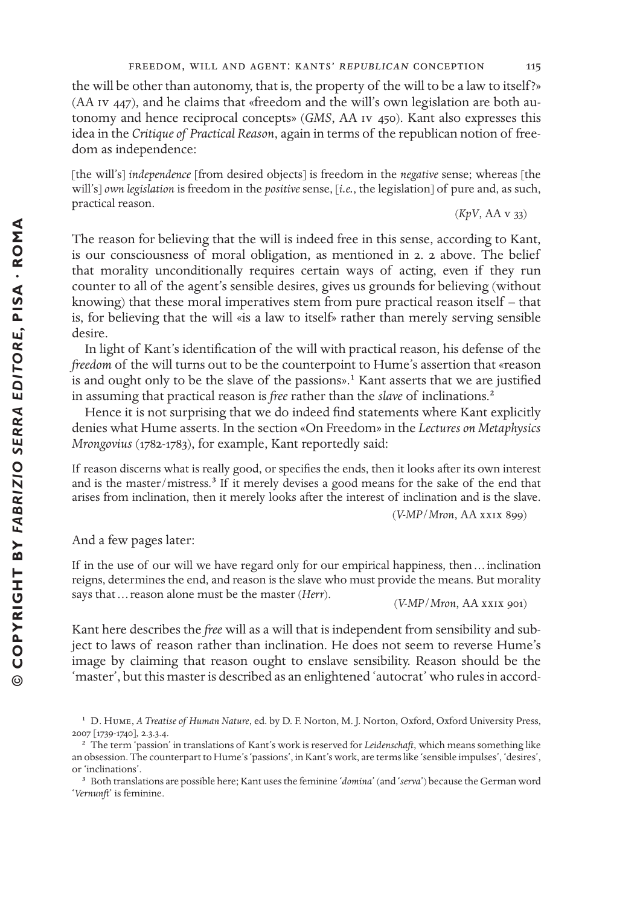the will be other than autonomy, that is, the property of the will to be a law to itself?» (AA IV 447), and he claims that «freedom and the will's own legislation are both autonomy and hence reciprocal concepts» (*GMS*, AA IV 450). Kant also expresses this idea in the *Critique of Practical Reason*, again in terms of the republican notion of freedom as independence:

> [the will's] *independence* [from desired objects] is freedom in the *negative* sense; whereas [the will's] *own legislation* is freedom in the *positive* sense, [*i.e.*, the legislation] of pure and, as such, practical reason.
>
> (*KpV*, AA V 33)

The reason for believing that the will is indeed free in this sense, according to Kant, is our consciousness of moral obligation, as mentioned in 2. 2 above. The belief that morality unconditionally requires certain ways of acting, even if they run counter to all of the agent's sensible desires, gives us grounds for believing (without knowing) that these moral imperatives stem from pure practical reason itself – that is, for believing that the will «is a law to itself» rather than merely serving sensible desire.

In light of Kant's identification of the will with practical reason, his defense of the *freedom* of the will turns out to be the counterpoint to Hume's assertion that «reason is and ought only to be the slave of the passions».[1] Kant asserts that we are justified in assuming that practical reason is *free* rather than the *slave* of inclinations.[2]

Hence it is not surprising that we do indeed find statements where Kant explicitly denies what Hume asserts. In the section «On Freedom» in the *Lectures on Metaphysics Mrongovius* (1782-1783), for example, Kant reportedly said:

> If reason discerns what is really good, or specifies the ends, then it looks after its own interest and is the master/mistress.[3] If it merely devises a good means for the sake of the end that arises from inclination, then it merely looks after the interest of inclination and is the slave.
>
> (*V-MP/Mron*, AA XXIX 899)

And a few pages later:

> If in the use of our will we have regard only for our empirical happiness, then … inclination reigns, determines the end, and reason is the slave who must provide the means. But morality says that … reason alone must be the master (*Herr*).
>
> (*V-MP/Mron*, AA XXIX 901)

Kant here describes the *free* will as a will that is independent from sensibility and subject to laws of reason rather than inclination. He does not seem to reverse Hume's image by claiming that reason ought to enslave sensibility. Reason should be the 'master', but this master is described as an enlightened 'autocrat' who rules in accord-

---

[1] D. Hume, *A Treatise of Human Nature*, ed. by D. F. Norton, M. J. Norton, Oxford, Oxford University Press, 2007 [1739-1740], 2.3.3.4.

[2] The term 'passion' in translations of Kant's work is reserved for *Leidenschaft*, which means something like an obsession. The counterpart to Hume's 'passions', in Kant's work, are terms like 'sensible impulses', 'desires', or 'inclinations'.

[3] Both translations are possible here; Kant uses the feminine '*domina*' (and '*serva*') because the German word '*Vernunft*' is feminine.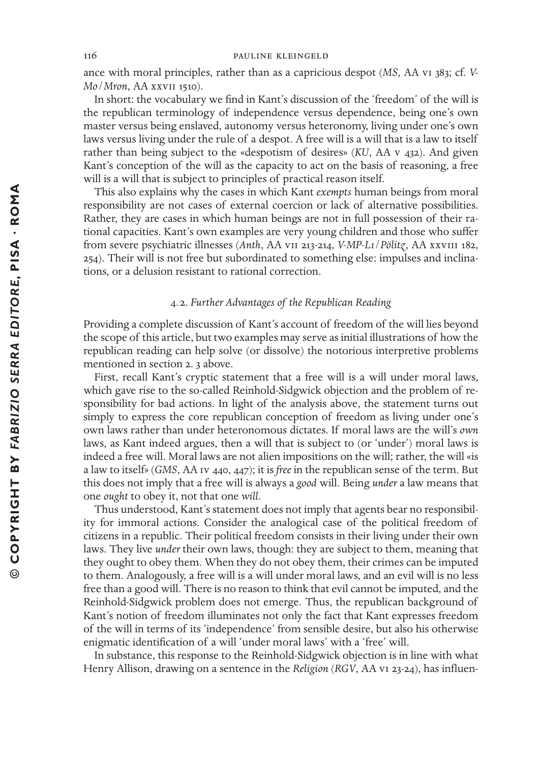ance with moral principles, rather than as a capricious despot (*MS*, AA VI 383; cf. *V-Mo/Mron*, AA XXVII 1510).

In short: the vocabulary we find in Kant's discussion of the 'freedom' of the will is the republican terminology of independence versus dependence, being one's own master versus being enslaved, autonomy versus heteronomy, living under one's own laws versus living under the rule of a despot. A free will is a will that is a law to itself rather than being subject to the «despotism of desires» (*KU*, AA V 432). And given Kant's conception of the will as the capacity to act on the basis of reasoning, a free will is a will that is subject to principles of practical reason itself.

This also explains why the cases in which Kant *exempts* human beings from moral responsibility are not cases of external coercion or lack of alternative possibilities. Rather, they are cases in which human beings are not in full possession of their rational capacities. Kant's own examples are very young children and those who suffer from severe psychiatric illnesses (*Anth*, AA VII 213-214, *V-MP-L1/Pölitz*, AA XXVIII 182, 254). Their will is not free but subordinated to something else: impulses and inclinations, or a delusion resistant to rational correction.

### 4.2. *Further Advantages of the Republican Reading*

Providing a complete discussion of Kant's account of freedom of the will lies beyond the scope of this article, but two examples may serve as initial illustrations of how the republican reading can help solve (or dissolve) the notorious interpretive problems mentioned in section 2.3 above.

First, recall Kant's cryptic statement that a free will is a will under moral laws, which gave rise to the so-called Reinhold-Sidgwick objection and the problem of responsibility for bad actions. In light of the analysis above, the statement turns out simply to express the core republican conception of freedom as living under one's own laws rather than under heteronomous dictates. If moral laws are the will's *own* laws, as Kant indeed argues, then a will that is subject to (or 'under') moral laws is indeed a free will. Moral laws are not alien impositions on the will; rather, the will «is a law to itself» (*GMS*, AA IV 440, 447); it is *free* in the republican sense of the term. But this does not imply that a free will is always a *good* will. Being *under* a law means that one *ought* to obey it, not that one *will*.

Thus understood, Kant's statement does not imply that agents bear no responsibility for immoral actions. Consider the analogical case of the political freedom of citizens in a republic. Their political freedom consists in their living under their own laws. They live *under* their own laws, though: they are subject to them, meaning that they ought to obey them. When they do not obey them, their crimes can be imputed to them. Analogously, a free will is a will under moral laws, and an evil will is no less free than a good will. There is no reason to think that evil cannot be imputed, and the Reinhold-Sidgwick problem does not emerge. Thus, the republican background of Kant's notion of freedom illuminates not only the fact that Kant expresses freedom of the will in terms of its 'independence' from sensible desire, but also his otherwise enigmatic identification of a will 'under moral laws' with a 'free' will.

In substance, this response to the Reinhold-Sidgwick objection is in line with what Henry Allison, drawing on a sentence in the *Religion* (*RGV*, AA VI 23-24), has influen-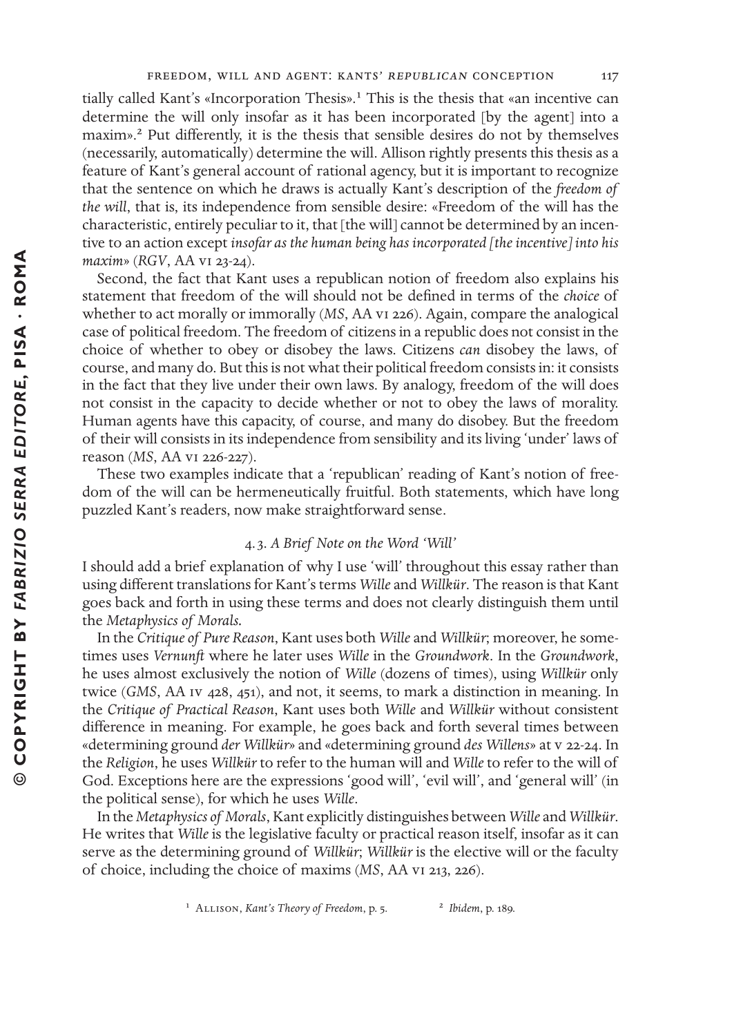tially called Kant's «Incorporation Thesis».[1] This is the thesis that «an incentive can determine the will only insofar as it has been incorporated [by the agent] into a maxim».[2] Put differently, it is the thesis that sensible desires do not by themselves (necessarily, automatically) determine the will. Allison rightly presents this thesis as a feature of Kant's general account of rational agency, but it is important to recognize that the sentence on which he draws is actually Kant's description of the *freedom of the will*, that is, its independence from sensible desire: «Freedom of the will has the characteristic, entirely peculiar to it, that [the will] cannot be determined by an incentive to an action except *insofar as the human being has incorporated [the incentive] into his maxim*» (*RGV*, AA VI 23-24).

Second, the fact that Kant uses a republican notion of freedom also explains his statement that freedom of the will should not be defined in terms of the *choice* of whether to act morally or immorally (*MS*, AA VI 226). Again, compare the analogical case of political freedom. The freedom of citizens in a republic does not consist in the choice of whether to obey or disobey the laws. Citizens *can* disobey the laws, of course, and many do. But this is not what their political freedom consists in: it consists in the fact that they live under their own laws. By analogy, freedom of the will does not consist in the capacity to decide whether or not to obey the laws of morality. Human agents have this capacity, of course, and many do disobey. But the freedom of their will consists in its independence from sensibility and its living 'under' laws of reason (*MS*, AA VI 226-227).

These two examples indicate that a 'republican' reading of Kant's notion of freedom of the will can be hermeneutically fruitful. Both statements, which have long puzzled Kant's readers, now make straightforward sense.

### 4.3. *A Brief Note on the Word 'Will'*

I should add a brief explanation of why I use 'will' throughout this essay rather than using different translations for Kant's terms *Wille* and *Willkür*. The reason is that Kant goes back and forth in using these terms and does not clearly distinguish them until the *Metaphysics of Morals*.

In the *Critique of Pure Reason*, Kant uses both *Wille* and *Willkür*; moreover, he sometimes uses *Vernunft* where he later uses *Wille* in the *Groundwork*. In the *Groundwork*, he uses almost exclusively the notion of *Wille* (dozens of times), using *Willkür* only twice (*GMS*, AA IV 428, 451), and not, it seems, to mark a distinction in meaning. In the *Critique of Practical Reason*, Kant uses both *Wille* and *Willkür* without consistent difference in meaning. For example, he goes back and forth several times between «determining ground *der Willkür*» and «determining ground *des Willens*» at V 22-24. In the *Religion*, he uses *Willkür* to refer to the human will and *Wille* to refer to the will of God. Exceptions here are the expressions 'good will', 'evil will', and 'general will' (in the political sense), for which he uses *Wille*.

In the *Metaphysics of Morals*, Kant explicitly distinguishes between *Wille* and *Willkür*. He writes that *Wille* is the legislative faculty or practical reason itself, insofar as it can serve as the determining ground of *Willkür*; *Willkür* is the elective will or the faculty of choice, including the choice of maxims (*MS*, AA VI 213, 226).

[1] Allison, *Kant's Theory of Freedom*, p. 5. [2] *Ibidem*, p. 189.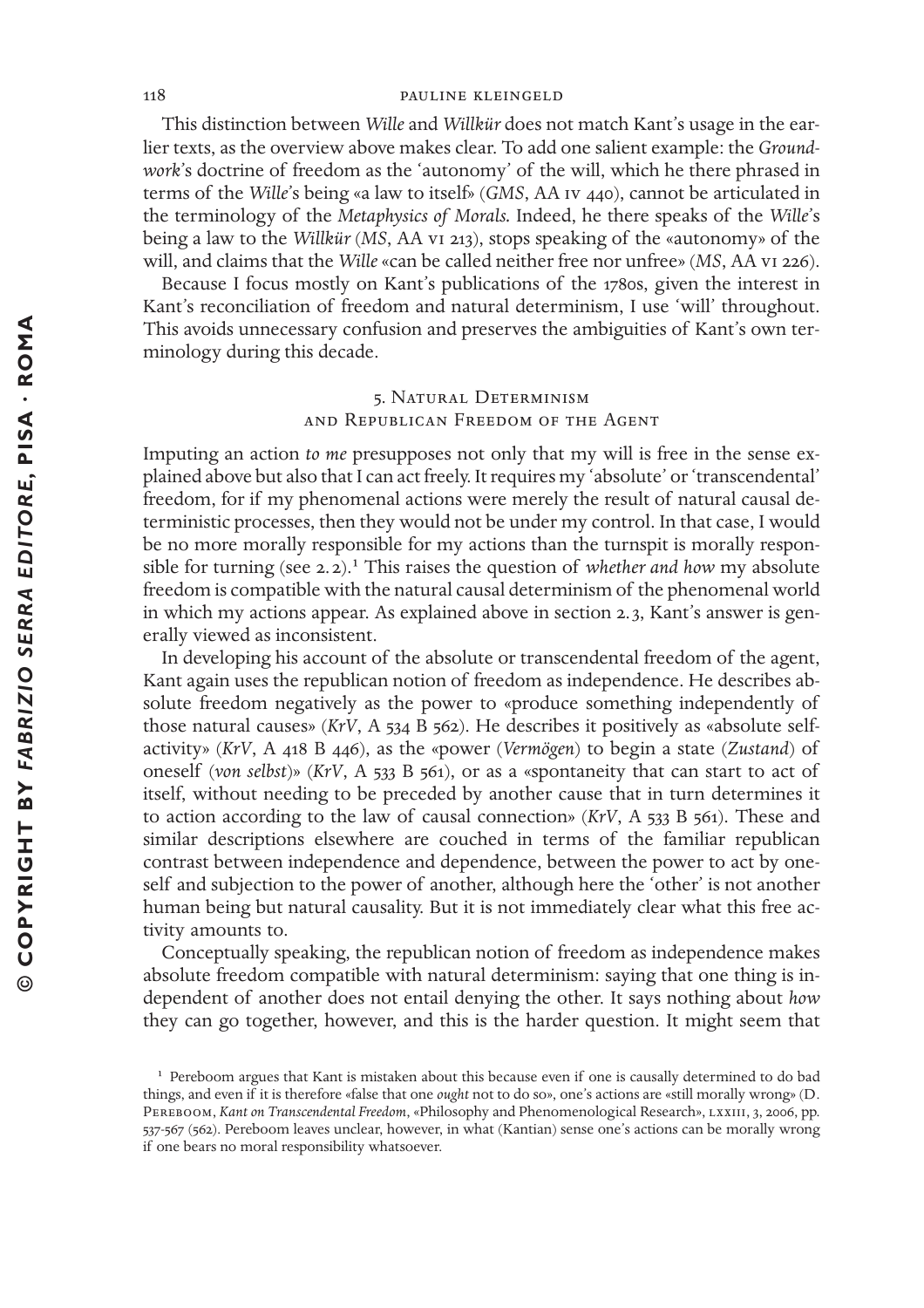This distinction between *Wille* and *Willkür* does not match Kant's usage in the earlier texts, as the overview above makes clear. To add one salient example: the *Groundwork*'s doctrine of freedom as the 'autonomy' of the will, which he there phrased in terms of the *Wille*'s being «a law to itself» (*GMS*, AA IV 440), cannot be articulated in the terminology of the *Metaphysics of Morals*. Indeed, he there speaks of the *Wille*'s being a law to the *Willkür* (*MS*, AA VI 213), stops speaking of the «autonomy» of the will, and claims that the *Wille* «can be called neither free nor unfree» (*MS*, AA VI 226).

Because I focus mostly on Kant's publications of the 1780s, given the interest in Kant's reconciliation of freedom and natural determinism, I use 'will' throughout. This avoids unnecessary confusion and preserves the ambiguities of Kant's own terminology during this decade.

## 5. Natural Determinism and Republican Freedom of the Agent

Imputing an action *to me* presupposes not only that my will is free in the sense explained above but also that I can act freely. It requires my 'absolute' or 'transcendental' freedom, for if my phenomenal actions were merely the result of natural causal deterministic processes, then they would not be under my control. In that case, I would be no more morally responsible for my actions than the turnspit is morally responsible for turning (see 2.2).[1] This raises the question of *whether and how* my absolute freedom is compatible with the natural causal determinism of the phenomenal world in which my actions appear. As explained above in section 2.3, Kant's answer is generally viewed as inconsistent.

In developing his account of the absolute or transcendental freedom of the agent, Kant again uses the republican notion of freedom as independence. He describes absolute freedom negatively as the power to «produce something independently of those natural causes» (*KrV*, A 534 B 562). He describes it positively as «absolute self-activity» (*KrV*, A 418 B 446), as the «power (*Vermögen*) to begin a state (*Zustand*) of oneself (*von selbst*)» (*KrV*, A 533 B 561), or as a «spontaneity that can start to act of itself, without needing to be preceded by another cause that in turn determines it to action according to the law of causal connection» (*KrV*, A 533 B 561). These and similar descriptions elsewhere are couched in terms of the familiar republican contrast between independence and dependence, between the power to act by oneself and subjection to the power of another, although here the 'other' is not another human being but natural causality. But it is not immediately clear what this free activity amounts to.

Conceptually speaking, the republican notion of freedom as independence makes absolute freedom compatible with natural determinism: saying that one thing is independent of another does not entail denying the other. It says nothing about *how* they can go together, however, and this is the harder question. It might seem that

[1] Pereboom argues that Kant is mistaken about this because even if one is causally determined to do bad things, and even if it is therefore «false that one *ought* not to do so», one's actions are «still morally wrong» (D. Pereboom, *Kant on Transcendental Freedom*, «Philosophy and Phenomenological Research», LXXIII, 3, 2006, pp. 537-567 (562). Pereboom leaves unclear, however, in what (Kantian) sense one's actions can be morally wrong if one bears no moral responsibility whatsoever.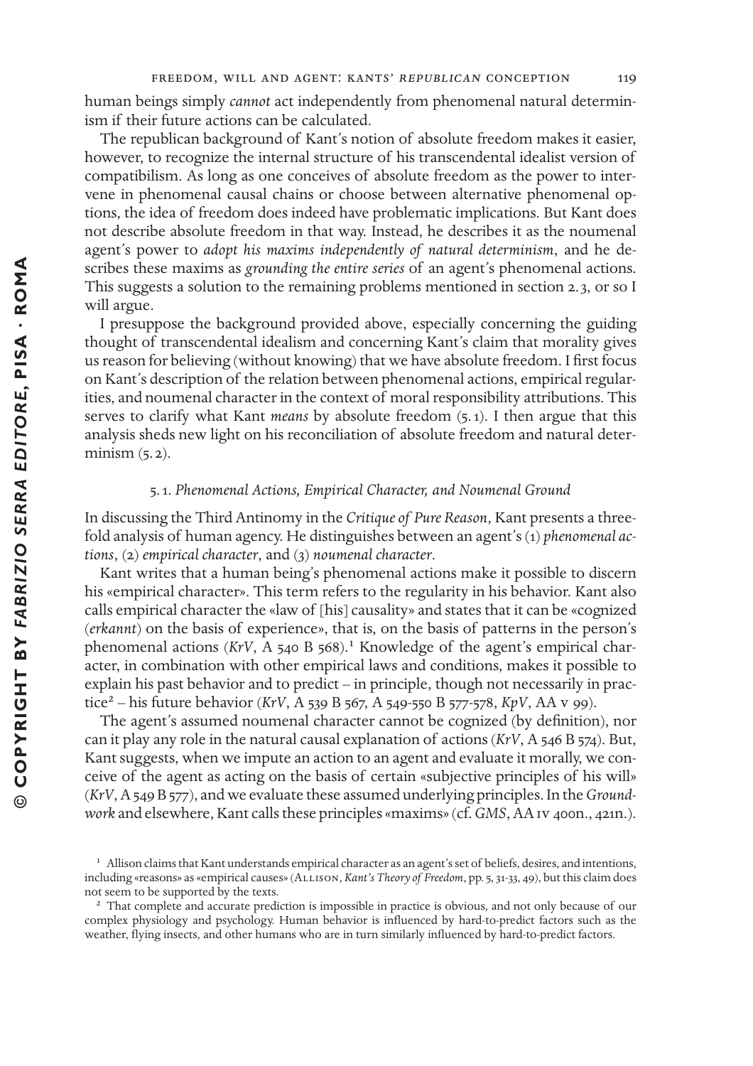human beings simply *cannot* act independently from phenomenal natural determinism if their future actions can be calculated.

The republican background of Kant's notion of absolute freedom makes it easier, however, to recognize the internal structure of his transcendental idealist version of compatibilism. As long as one conceives of absolute freedom as the power to intervene in phenomenal causal chains or choose between alternative phenomenal options, the idea of freedom does indeed have problematic implications. But Kant does not describe absolute freedom in that way. Instead, he describes it as the noumenal agent's power to *adopt his maxims independently of natural determinism*, and he describes these maxims as *grounding the entire series* of an agent's phenomenal actions. This suggests a solution to the remaining problems mentioned in section 2.3, or so I will argue.

I presuppose the background provided above, especially concerning the guiding thought of transcendental idealism and concerning Kant's claim that morality gives us reason for believing (without knowing) that we have absolute freedom. I first focus on Kant's description of the relation between phenomenal actions, empirical regularities, and noumenal character in the context of moral responsibility attributions. This serves to clarify what Kant *means* by absolute freedom (5.1). I then argue that this analysis sheds new light on his reconciliation of absolute freedom and natural determinism (5.2).

### 5.1. *Phenomenal Actions, Empirical Character, and Noumenal Ground*

In discussing the Third Antinomy in the *Critique of Pure Reason*, Kant presents a threefold analysis of human agency. He distinguishes between an agent's (1) *phenomenal actions*, (2) *empirical character*, and (3) *noumenal character*.

Kant writes that a human being's phenomenal actions make it possible to discern his «empirical character». This term refers to the regularity in his behavior. Kant also calls empirical character the «law of [his] causality» and states that it can be «cognized (*erkannt*) on the basis of experience», that is, on the basis of patterns in the person's phenomenal actions (*KrV*, A 540 B 568).[1] Knowledge of the agent's empirical character, in combination with other empirical laws and conditions, makes it possible to explain his past behavior and to predict – in principle, though not necessarily in practice[2] – his future behavior (*KrV*, A 539 B 567, A 549-550 B 577-578, *KpV*, AA V 99).

The agent's assumed noumenal character cannot be cognized (by definition), nor can it play any role in the natural causal explanation of actions (*KrV*, A 546 B 574). But, Kant suggests, when we impute an action to an agent and evaluate it morally, we conceive of the agent as acting on the basis of certain «subjective principles of his will» (*KrV*, A 549 B 577), and we evaluate these assumed underlying principles. In the *Groundwork* and elsewhere, Kant calls these principles «maxims» (cf. *GMS*, AA IV 400n., 421n.).

[1] Allison claims that Kant understands empirical character as an agent's set of beliefs, desires, and intentions, including «reasons» as «empirical causes» (Allison, *Kant's Theory of Freedom*, pp. 5, 31-33, 49), but this claim does not seem to be supported by the texts.

[2] That complete and accurate prediction is impossible in practice is obvious, and not only because of our complex physiology and psychology. Human behavior is influenced by hard-to-predict factors such as the weather, flying insects, and other humans who are in turn similarly influenced by hard-to-predict factors.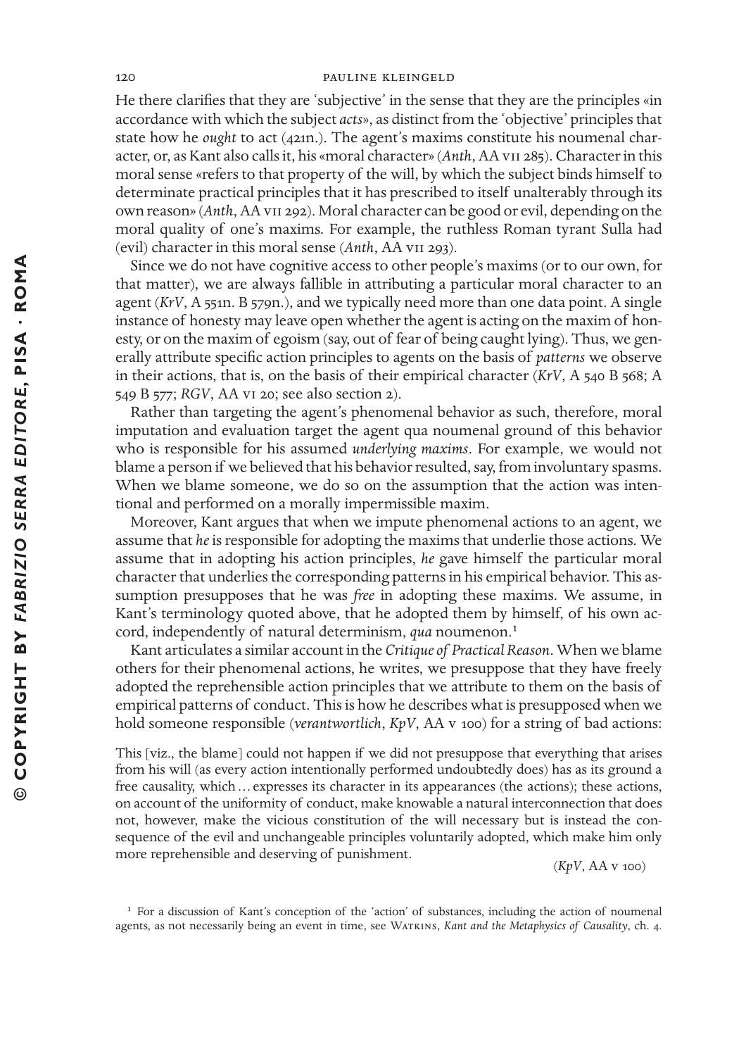He there clarifies that they are 'subjective' in the sense that they are the principles «in accordance with which the subject *acts*», as distinct from the 'objective' principles that state how he *ought* to act (421n.). The agent's maxims constitute his noumenal character, or, as Kant also calls it, his «moral character» (*Anth*, AA VII 285). Character in this moral sense «refers to that property of the will, by which the subject binds himself to determinate practical principles that it has prescribed to itself unalterably through its own reason» (*Anth*, AA VII 292). Moral character can be good or evil, depending on the moral quality of one's maxims. For example, the ruthless Roman tyrant Sulla had (evil) character in this moral sense (*Anth*, AA VII 293).

Since we do not have cognitive access to other people's maxims (or to our own, for that matter), we are always fallible in attributing a particular moral character to an agent (*KrV*, A 551n. B 579n.), and we typically need more than one data point. A single instance of honesty may leave open whether the agent is acting on the maxim of honesty, or on the maxim of egoism (say, out of fear of being caught lying). Thus, we generally attribute specific action principles to agents on the basis of *patterns* we observe in their actions, that is, on the basis of their empirical character (*KrV*, A 540 B 568; A 549 B 577; *RGV*, AA VI 20; see also section 2).

Rather than targeting the agent's phenomenal behavior as such, therefore, moral imputation and evaluation target the agent qua noumenal ground of this behavior who is responsible for his assumed *underlying maxims*. For example, we would not blame a person if we believed that his behavior resulted, say, from involuntary spasms. When we blame someone, we do so on the assumption that the action was intentional and performed on a morally impermissible maxim.

Moreover, Kant argues that when we impute phenomenal actions to an agent, we assume that *he* is responsible for adopting the maxims that underlie those actions. We assume that in adopting his action principles, *he* gave himself the particular moral character that underlies the corresponding patterns in his empirical behavior. This assumption presupposes that he was *free* in adopting these maxims. We assume, in Kant's terminology quoted above, that he adopted them by himself, of his own accord, independently of natural determinism, *qua* noumenon.[1]

Kant articulates a similar account in the *Critique of Practical Reason*. When we blame others for their phenomenal actions, he writes, we presuppose that they have freely adopted the reprehensible action principles that we attribute to them on the basis of empirical patterns of conduct. This is how he describes what is presupposed when we hold someone responsible (*verantwortlich*, *KpV*, AA V 100) for a string of bad actions:

> This [viz., the blame] could not happen if we did not presuppose that everything that arises from his will (as every action intentionally performed undoubtedly does) has as its ground a free causality, which … expresses its character in its appearances (the actions); these actions, on account of the uniformity of conduct, make knowable a natural interconnection that does not, however, make the vicious constitution of the will necessary but is instead the consequence of the evil and unchangeable principles voluntarily adopted, which make him only more reprehensible and deserving of punishment.
>
> (*KpV*, AA V 100)

[1] For a discussion of Kant's conception of the 'action' of substances, including the action of noumenal agents, as not necessarily being an event in time, see Watkins, *Kant and the Metaphysics of Causality*, ch. 4.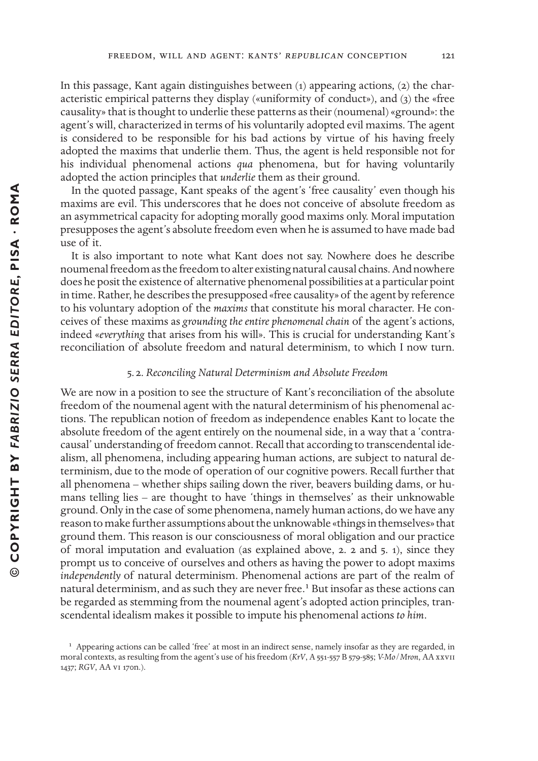In this passage, Kant again distinguishes between (1) appearing actions, (2) the characteristic empirical patterns they display («uniformity of conduct»), and (3) the «free causality» that is thought to underlie these patterns as their (noumenal) «ground»: the agent's will, characterized in terms of his voluntarily adopted evil maxims. The agent is considered to be responsible for his bad actions by virtue of his having freely adopted the maxims that underlie them. Thus, the agent is held responsible not for his individual phenomenal actions *qua* phenomena, but for having voluntarily adopted the action principles that *underlie* them as their ground.

In the quoted passage, Kant speaks of the agent's 'free causality' even though his maxims are evil. This underscores that he does not conceive of absolute freedom as an asymmetrical capacity for adopting morally good maxims only. Moral imputation presupposes the agent's absolute freedom even when he is assumed to have made bad use of it.

It is also important to note what Kant does not say. Nowhere does he describe noumenal freedom as the freedom to alter existing natural causal chains. And nowhere does he posit the existence of alternative phenomenal possibilities at a particular point in time. Rather, he describes the presupposed «free causality» of the agent by reference to his voluntary adoption of the *maxims* that constitute his moral character. He conceives of these maxims as *grounding the entire phenomenal chain* of the agent's actions, indeed «*everything* that arises from his will». This is crucial for understanding Kant's reconciliation of absolute freedom and natural determinism, to which I now turn.

### 5. 2. *Reconciling Natural Determinism and Absolute Freedom*

We are now in a position to see the structure of Kant's reconciliation of the absolute freedom of the noumenal agent with the natural determinism of his phenomenal actions. The republican notion of freedom as independence enables Kant to locate the absolute freedom of the agent entirely on the noumenal side, in a way that a 'contra-causal' understanding of freedom cannot. Recall that according to transcendental idealism, all phenomena, including appearing human actions, are subject to natural determinism, due to the mode of operation of our cognitive powers. Recall further that all phenomena – whether ships sailing down the river, beavers building dams, or humans telling lies – are thought to have 'things in themselves' as their unknowable ground. Only in the case of some phenomena, namely human actions, do we have any reason to make further assumptions about the unknowable «things in themselves» that ground them. This reason is our consciousness of moral obligation and our practice of moral imputation and evaluation (as explained above, 2. 2 and 5. 1), since they prompt us to conceive of ourselves and others as having the power to adopt maxims *independently* of natural determinism. Phenomenal actions are part of the realm of natural determinism, and as such they are never free.[1] But insofar as these actions can be regarded as stemming from the noumenal agent's adopted action principles, transcendental idealism makes it possible to impute his phenomenal actions *to him*.

[1] Appearing actions can be called 'free' at most in an indirect sense, namely insofar as they are regarded, in moral contexts, as resulting from the agent's use of his freedom (*KrV*, A 551-557 B 579-585; *V-Mo/Mron*, AA XXVII 1437; *RGV*, AA VI 170n.).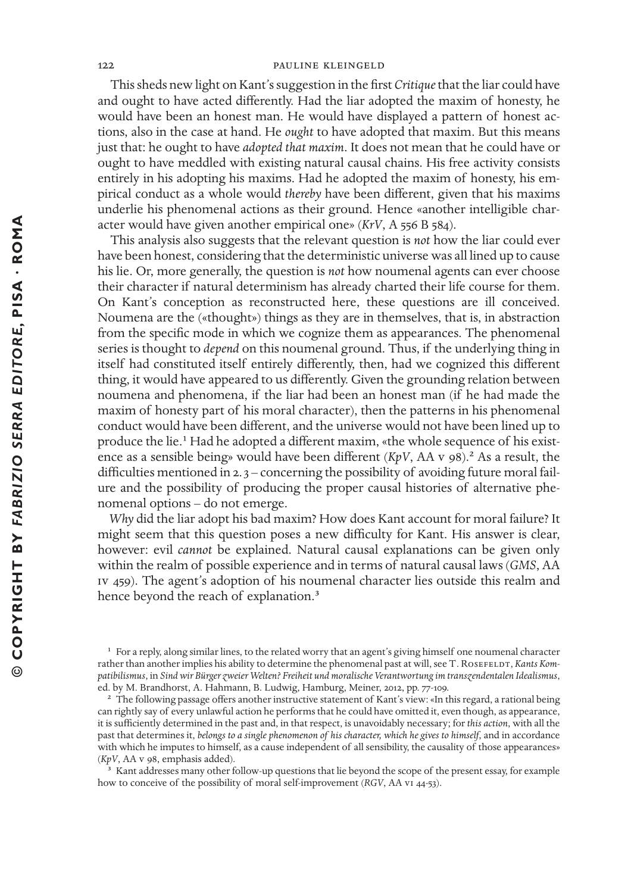This sheds new light on Kant's suggestion in the first *Critique* that the liar could have and ought to have acted differently. Had the liar adopted the maxim of honesty, he would have been an honest man. He would have displayed a pattern of honest actions, also in the case at hand. He *ought* to have adopted that maxim. But this means just that: he ought to have *adopted that maxim*. It does not mean that he could have or ought to have meddled with existing natural causal chains. His free activity consists entirely in his adopting his maxims. Had he adopted the maxim of honesty, his empirical conduct as a whole would *thereby* have been different, given that his maxims underlie his phenomenal actions as their ground. Hence «another intelligible character would have given another empirical one» (*KrV*, A 556 B 584).

This analysis also suggests that the relevant question is *not* how the liar could ever have been honest, considering that the deterministic universe was all lined up to cause his lie. Or, more generally, the question is *not* how noumenal agents can ever choose their character if natural determinism has already charted their life course for them. On Kant's conception as reconstructed here, these questions are ill conceived. Noumena are the («thought») things as they are in themselves, that is, in abstraction from the specific mode in which we cognize them as appearances. The phenomenal series is thought to *depend* on this noumenal ground. Thus, if the underlying thing in itself had constituted itself entirely differently, then, had we cognized this different thing, it would have appeared to us differently. Given the grounding relation between noumena and phenomena, if the liar had been an honest man (if he had made the maxim of honesty part of his moral character), then the patterns in his phenomenal conduct would have been different, and the universe would not have been lined up to produce the lie.[1] Had he adopted a different maxim, «the whole sequence of his existence as a sensible being» would have been different (*KpV*, AA v 98).[2] As a result, the difficulties mentioned in 2.3 – concerning the possibility of avoiding future moral failure and the possibility of producing the proper causal histories of alternative phenomenal options – do not emerge.

*Why* did the liar adopt his bad maxim? How does Kant account for moral failure? It might seem that this question poses a new difficulty for Kant. His answer is clear, however: evil *cannot* be explained. Natural causal explanations can be given only within the realm of possible experience and in terms of natural causal laws (*GMS*, AA iv 459). The agent's adoption of his noumenal character lies outside this realm and hence beyond the reach of explanation.[3]

---

[1] For a reply, along similar lines, to the related worry that an agent's giving himself one noumenal character rather than another implies his ability to determine the phenomenal past at will, see T. Rosefeldt, *Kants Kompatibilismus*, in *Sind wir Bürger zweier Welten? Freiheit und moralische Verantwortung im transzendentalen Idealismus*, ed. by M. Brandhorst, A. Hahmann, B. Ludwig, Hamburg, Meiner, 2012, pp. 77-109.

[2] The following passage offers another instructive statement of Kant's view: «In this regard, a rational being can rightly say of every unlawful action he performs that he could have omitted it, even though, as appearance, it is sufficiently determined in the past and, in that respect, is unavoidably necessary; for *this action*, with all the past that determines it, *belongs to a single phenomenon of his character, which he gives to himself*, and in accordance with which he imputes to himself, as a cause independent of all sensibility, the causality of those appearances» (*KpV*, AA v 98, emphasis added).

[3] Kant addresses many other follow-up questions that lie beyond the scope of the present essay, for example how to conceive of the possibility of moral self-improvement (*RGV*, AA vi 44-53).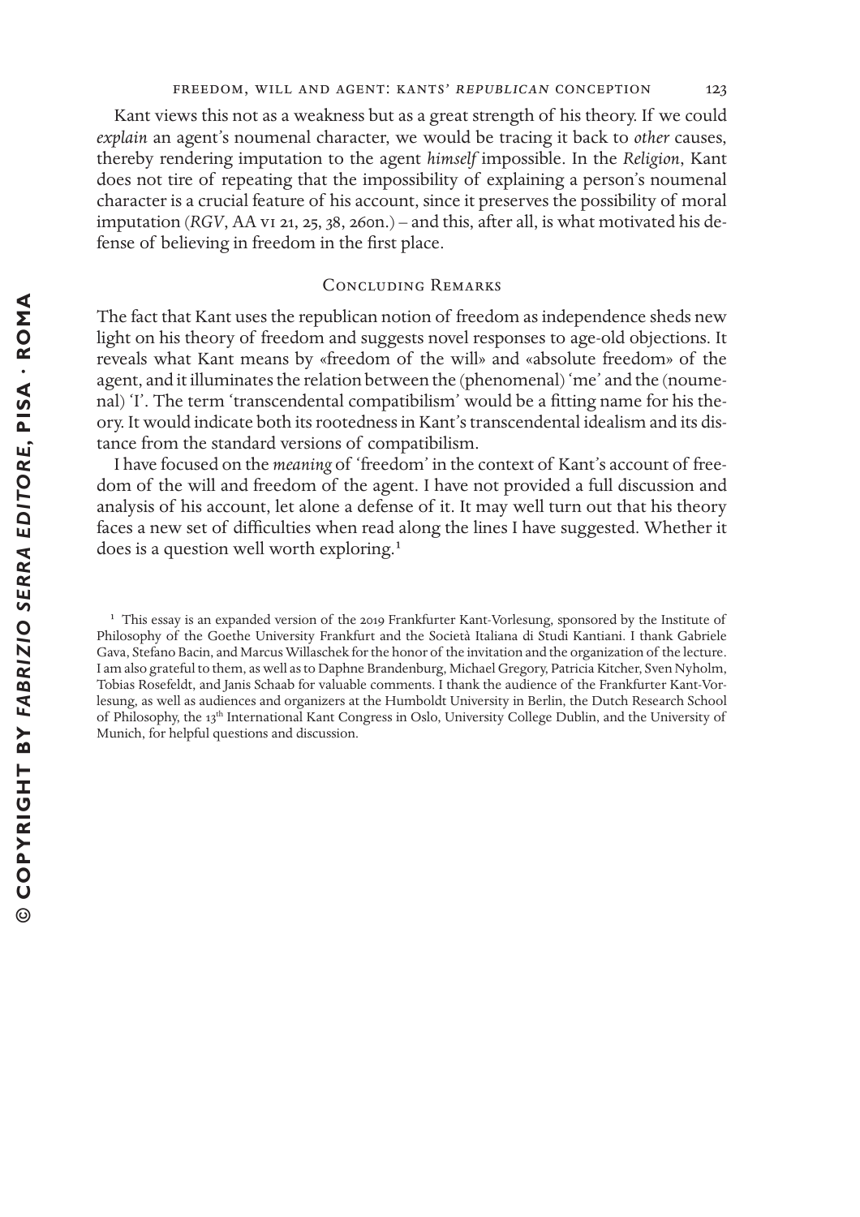Kant views this not as a weakness but as a great strength of his theory. If we could *explain* an agent's noumenal character, we would be tracing it back to *other* causes, thereby rendering imputation to the agent *himself* impossible. In the *Religion*, Kant does not tire of repeating that the impossibility of explaining a person's noumenal character is a crucial feature of his account, since it preserves the possibility of moral imputation (*RGV*, AA VI 21, 25, 38, 260n.) – and this, after all, is what motivated his defense of believing in freedom in the first place.

## Concluding Remarks

The fact that Kant uses the republican notion of freedom as independence sheds new light on his theory of freedom and suggests novel responses to age-old objections. It reveals what Kant means by «freedom of the will» and «absolute freedom» of the agent, and it illuminates the relation between the (phenomenal) 'me' and the (noumenal) 'I'. The term 'transcendental compatibilism' would be a fitting name for his theory. It would indicate both its rootedness in Kant's transcendental idealism and its distance from the standard versions of compatibilism.

I have focused on the *meaning* of 'freedom' in the context of Kant's account of freedom of the will and freedom of the agent. I have not provided a full discussion and analysis of his account, let alone a defense of it. It may well turn out that his theory faces a new set of difficulties when read along the lines I have suggested. Whether it does is a question well worth exploring.[1]

[1] This essay is an expanded version of the 2019 Frankfurter Kant-Vorlesung, sponsored by the Institute of Philosophy of the Goethe University Frankfurt and the Società Italiana di Studi Kantiani. I thank Gabriele Gava, Stefano Bacin, and Marcus Willaschek for the honor of the invitation and the organization of the lecture. I am also grateful to them, as well as to Daphne Brandenburg, Michael Gregory, Patricia Kitcher, Sven Nyholm, Tobias Rosefeldt, and Janis Schaab for valuable comments. I thank the audience of the Frankfurter Kant-Vorlesung, as well as audiences and organizers at the Humboldt University in Berlin, the Dutch Research School of Philosophy, the 13th International Kant Congress in Oslo, University College Dublin, and the University of Munich, for helpful questions and discussion.